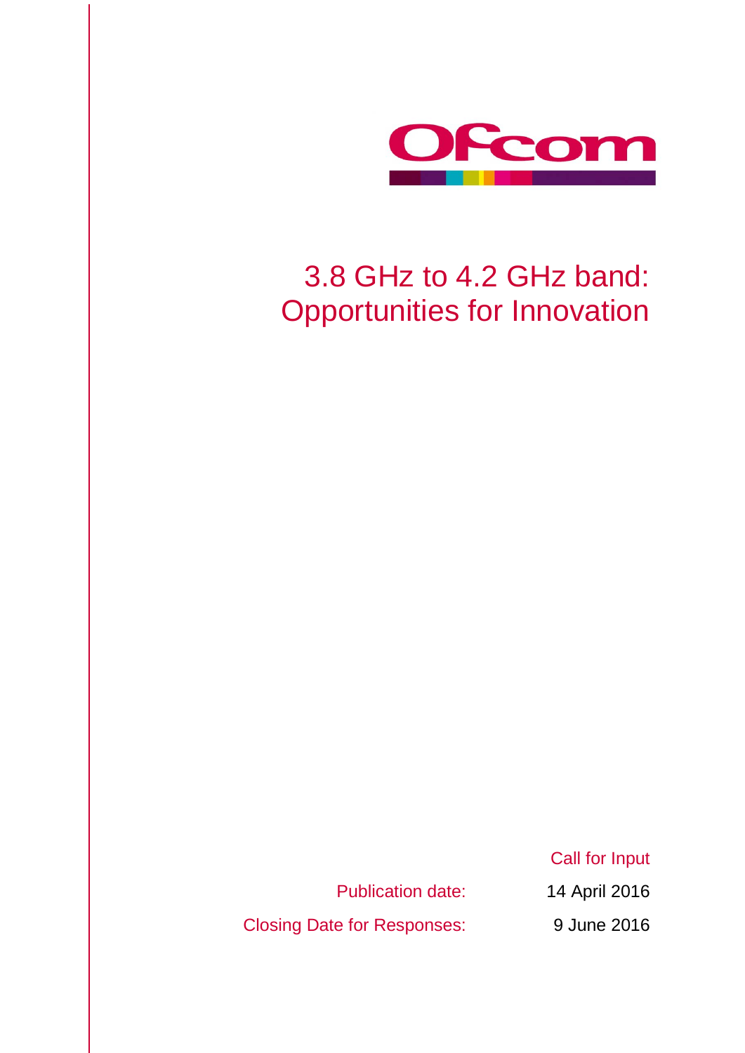Ofcom

# 3.8 GHz to 4.2 GHz band: Opportunities for Innovation

Call for Input

Publication date: 14 April 2016

Closing Date for Responses: 9 June 2016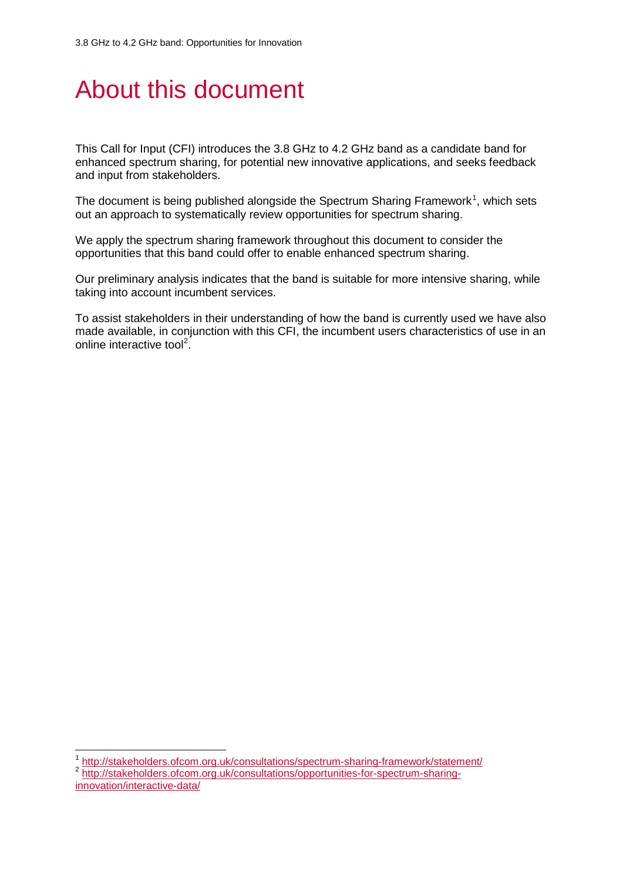# About this document

This Call for Input (CFI) introduces the 3.8 GHz to 4.2 GHz band as a candidate band for enhanced spectrum sharing, for potential new innovative applications, and seeks feedback and input from stakeholders.

The document is being published alongside the Spectrum Sharing Framework[1], which sets out an approach to systematically review opportunities for spectrum sharing.

We apply the spectrum sharing framework throughout this document to consider the opportunities that this band could offer to enable enhanced spectrum sharing.

Our preliminary analysis indicates that the band is suitable for more intensive sharing, while taking into account incumbent services.

To assist stakeholders in their understanding of how the band is currently used we have also made available, in conjunction with this CFI, the incumbent users characteristics of use in an online interactive tool[2].

---

[1] http://stakeholders.ofcom.org.uk/consultations/spectrum-sharing-framework/statement/

[2] http://stakeholders.ofcom.org.uk/consultations/opportunities-for-spectrum-sharing-innovation/interactive-data/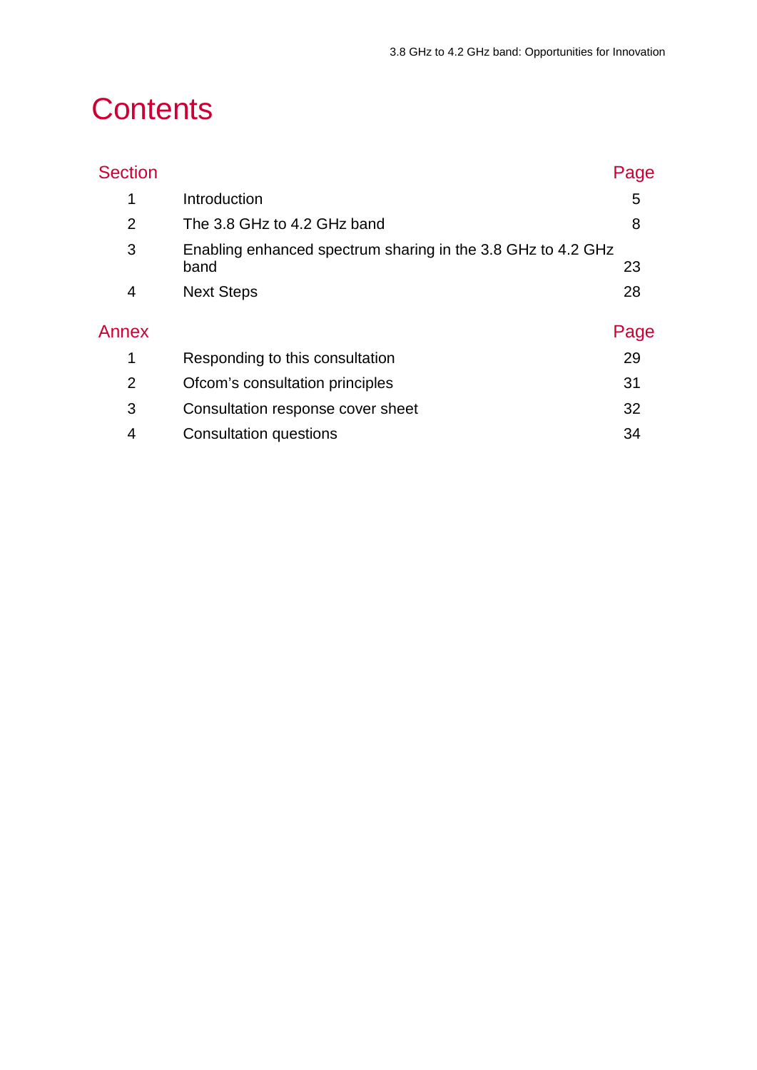# Contents

| Section | | Page |
|---|---|---|
| 1 | Introduction | 5 |
| 2 | The 3.8 GHz to 4.2 GHz band | 8 |
| 3 | Enabling enhanced spectrum sharing in the 3.8 GHz to 4.2 GHz band | 23 |
| 4 | Next Steps | 28 |

| Annex | | Page |
|---|---|---|
| 1 | Responding to this consultation | 29 |
| 2 | Ofcom's consultation principles | 31 |
| 3 | Consultation response cover sheet | 32 |
| 4 | Consultation questions | 34 |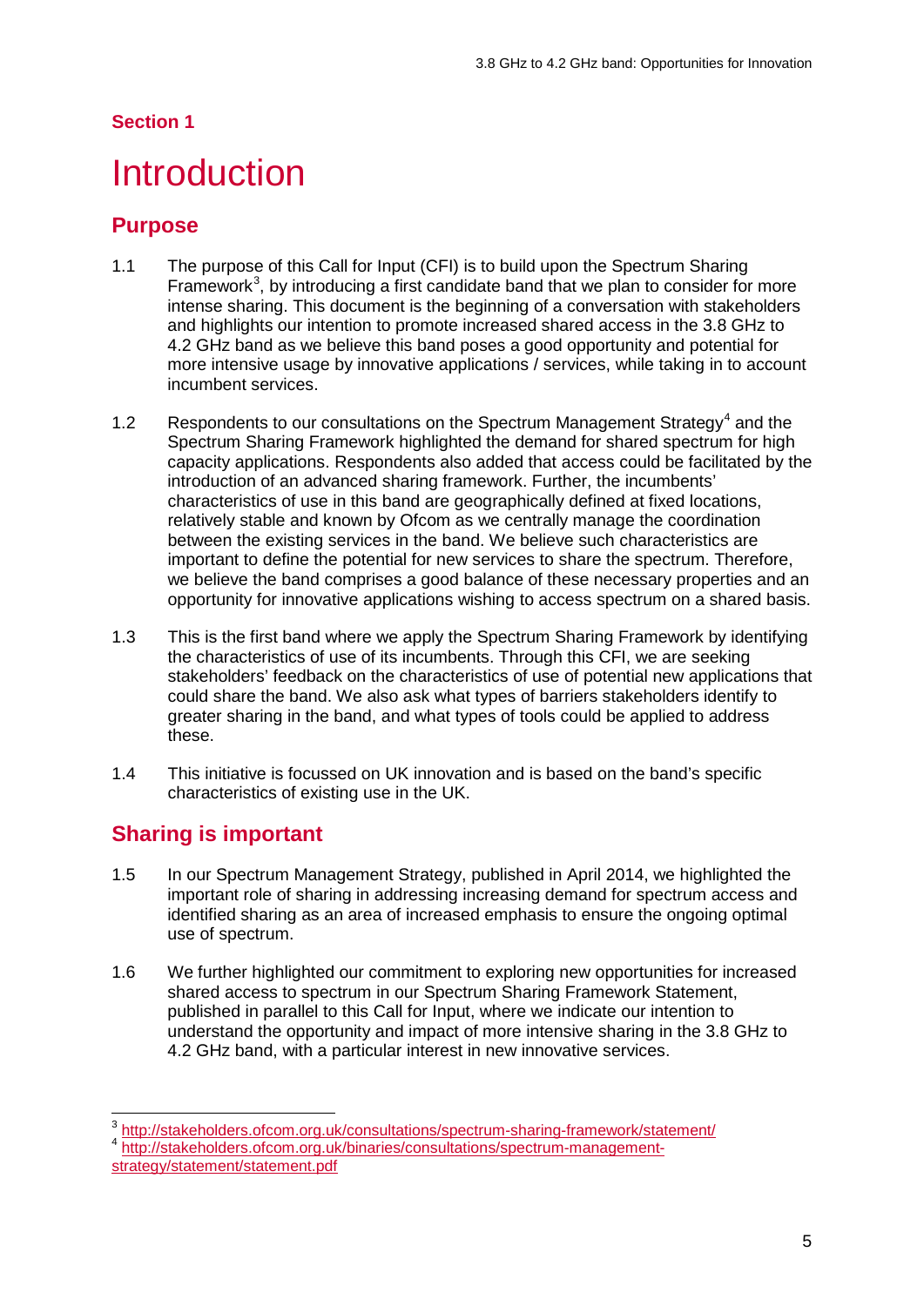## Section 1

# Introduction

## Purpose

1.1 The purpose of this Call for Input (CFI) is to build upon the Spectrum Sharing Framework[3], by introducing a first candidate band that we plan to consider for more intense sharing. This document is the beginning of a conversation with stakeholders and highlights our intention to promote increased shared access in the 3.8 GHz to 4.2 GHz band as we believe this band poses a good opportunity and potential for more intensive usage by innovative applications / services, while taking in to account incumbent services.

1.2 Respondents to our consultations on the Spectrum Management Strategy[4] and the Spectrum Sharing Framework highlighted the demand for shared spectrum for high capacity applications. Respondents also added that access could be facilitated by the introduction of an advanced sharing framework. Further, the incumbents' characteristics of use in this band are geographically defined at fixed locations, relatively stable and known by Ofcom as we centrally manage the coordination between the existing services in the band. We believe such characteristics are important to define the potential for new services to share the spectrum. Therefore, we believe the band comprises a good balance of these necessary properties and an opportunity for innovative applications wishing to access spectrum on a shared basis.

1.3 This is the first band where we apply the Spectrum Sharing Framework by identifying the characteristics of use of its incumbents. Through this CFI, we are seeking stakeholders' feedback on the characteristics of use of potential new applications that could share the band. We also ask what types of barriers stakeholders identify to greater sharing in the band, and what types of tools could be applied to address these.

1.4 This initiative is focussed on UK innovation and is based on the band's specific characteristics of existing use in the UK.

## Sharing is important

1.5 In our Spectrum Management Strategy, published in April 2014, we highlighted the important role of sharing in addressing increasing demand for spectrum access and identified sharing as an area of increased emphasis to ensure the ongoing optimal use of spectrum.

1.6 We further highlighted our commitment to exploring new opportunities for increased shared access to spectrum in our Spectrum Sharing Framework Statement, published in parallel to this Call for Input, where we indicate our intention to understand the opportunity and impact of more intensive sharing in the 3.8 GHz to 4.2 GHz band, with a particular interest in new innovative services.

---

[3] http://stakeholders.ofcom.org.uk/consultations/spectrum-sharing-framework/statement/

[4] http://stakeholders.ofcom.org.uk/binaries/consultations/spectrum-management-strategy/statement/statement.pdf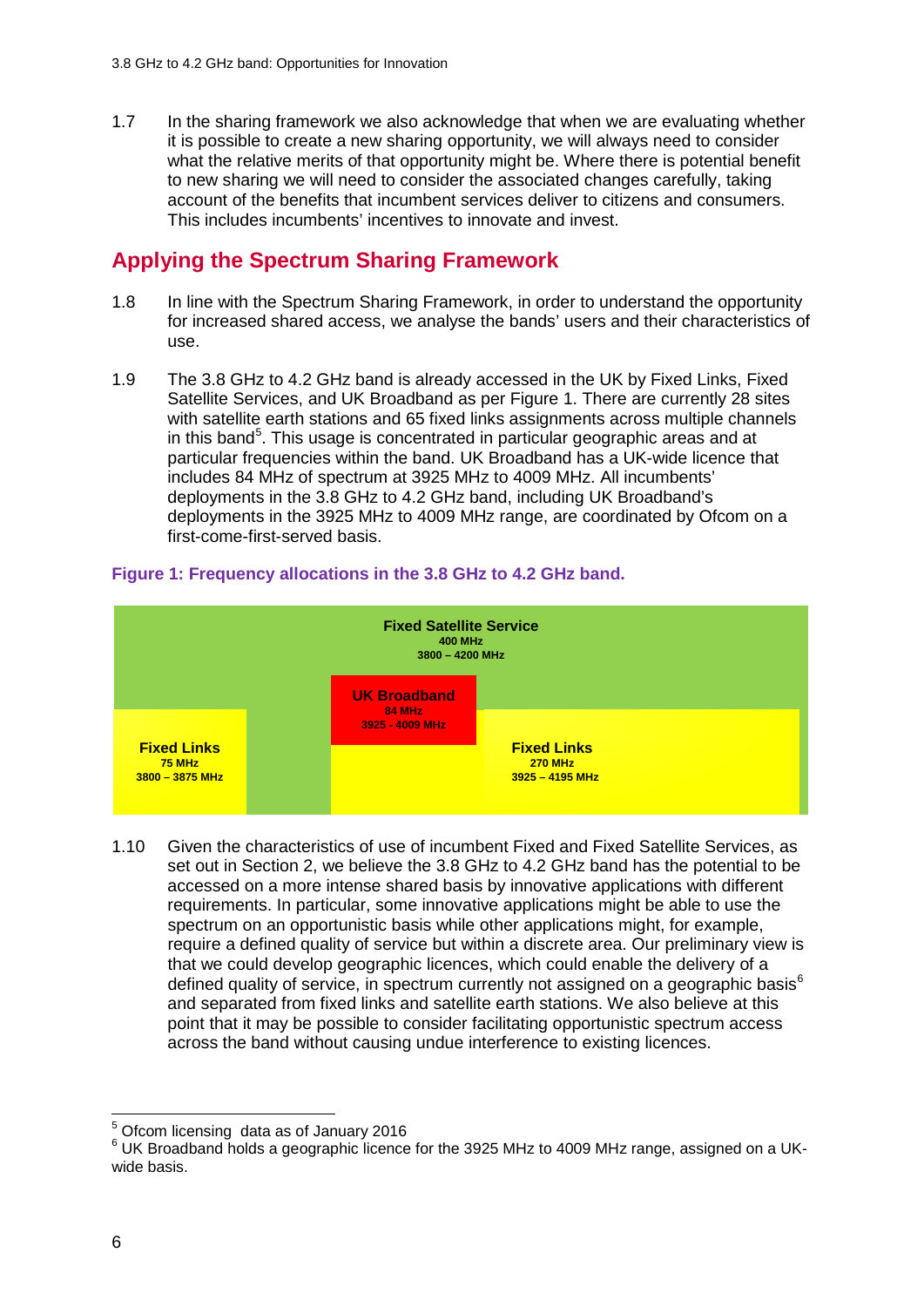1.7 In the sharing framework we also acknowledge that when we are evaluating whether it is possible to create a new sharing opportunity, we will always need to consider what the relative merits of that opportunity might be. Where there is potential benefit to new sharing we will need to consider the associated changes carefully, taking account of the benefits that incumbent services deliver to citizens and consumers. This includes incumbents' incentives to innovate and invest.

## Applying the Spectrum Sharing Framework

1.8 In line with the Spectrum Sharing Framework, in order to understand the opportunity for increased shared access, we analyse the bands' users and their characteristics of use.

1.9 The 3.8 GHz to 4.2 GHz band is already accessed in the UK by Fixed Links, Fixed Satellite Services, and UK Broadband as per Figure 1. There are currently 28 sites with satellite earth stations and 65 fixed links assignments across multiple channels in this band[5]. This usage is concentrated in particular geographic areas and at particular frequencies within the band. UK Broadband has a UK-wide licence that includes 84 MHz of spectrum at 3925 MHz to 4009 MHz. All incumbents' deployments in the 3.8 GHz to 4.2 GHz band, including UK Broadband's deployments in the 3925 MHz to 4009 MHz range, are coordinated by Ofcom on a first-come-first-served basis.

**Figure 1: Frequency allocations in the 3.8 GHz to 4.2 GHz band.**

| Service | Bandwidth | Frequency range |
| --- | --- | --- |
| Fixed Satellite Service | 400 MHz | 3800 – 4200 MHz |
| UK Broadband | 84 MHz | 3925 - 4009 MHz |
| Fixed Links | 75 MHz | 3800 – 3875 MHz |
| Fixed Links | 270 MHz | 3925 – 4195 MHz |

1.10 Given the characteristics of use of incumbent Fixed and Fixed Satellite Services, as set out in Section 2, we believe the 3.8 GHz to 4.2 GHz band has the potential to be accessed on a more intense shared basis by innovative applications with different requirements. In particular, some innovative applications might be able to use the spectrum on an opportunistic basis while other applications might, for example, require a defined quality of service but within a discrete area. Our preliminary view is that we could develop geographic licences, which could enable the delivery of a defined quality of service, in spectrum currently not assigned on a geographic basis[6] and separated from fixed links and satellite earth stations. We also believe at this point that it may be possible to consider facilitating opportunistic spectrum access across the band without causing undue interference to existing licences.

---

[5] Ofcom licensing data as of January 2016

[6] UK Broadband holds a geographic licence for the 3925 MHz to 4009 MHz range, assigned on a UK-wide basis.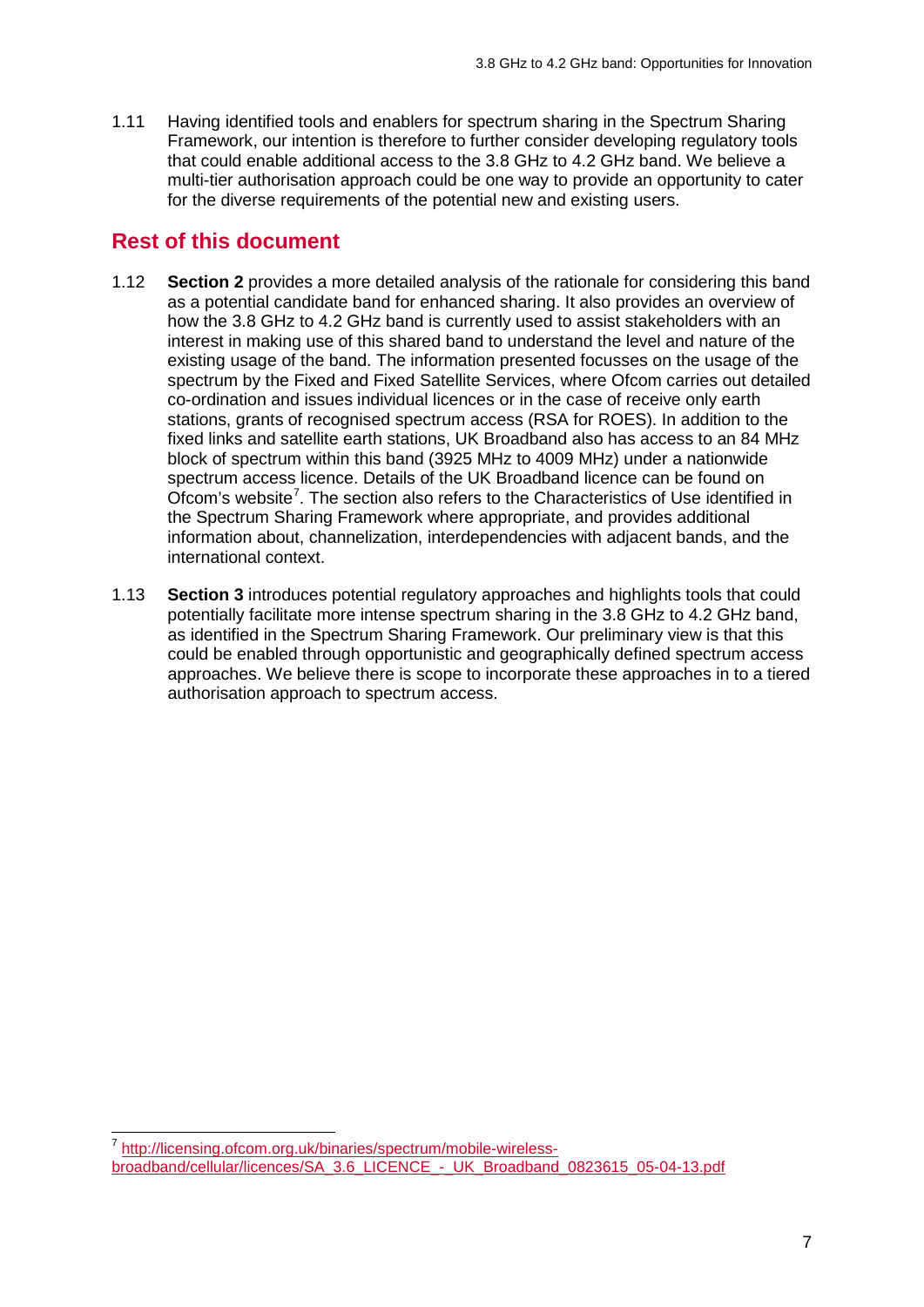1.11 Having identified tools and enablers for spectrum sharing in the Spectrum Sharing Framework, our intention is therefore to further consider developing regulatory tools that could enable additional access to the 3.8 GHz to 4.2 GHz band. We believe a multi-tier authorisation approach could be one way to provide an opportunity to cater for the diverse requirements of the potential new and existing users.

## Rest of this document

1.12 **Section 2** provides a more detailed analysis of the rationale for considering this band as a potential candidate band for enhanced sharing. It also provides an overview of how the 3.8 GHz to 4.2 GHz band is currently used to assist stakeholders with an interest in making use of this shared band to understand the level and nature of the existing usage of the band. The information presented focusses on the usage of the spectrum by the Fixed and Fixed Satellite Services, where Ofcom carries out detailed co-ordination and issues individual licences or in the case of receive only earth stations, grants of recognised spectrum access (RSA for ROES). In addition to the fixed links and satellite earth stations, UK Broadband also has access to an 84 MHz block of spectrum within this band (3925 MHz to 4009 MHz) under a nationwide spectrum access licence. Details of the UK Broadband licence can be found on Ofcom's website[7]. The section also refers to the Characteristics of Use identified in the Spectrum Sharing Framework where appropriate, and provides additional information about, channelization, interdependencies with adjacent bands, and the international context.

1.13 **Section 3** introduces potential regulatory approaches and highlights tools that could potentially facilitate more intense spectrum sharing in the 3.8 GHz to 4.2 GHz band, as identified in the Spectrum Sharing Framework. Our preliminary view is that this could be enabled through opportunistic and geographically defined spectrum access approaches. We believe there is scope to incorporate these approaches in to a tiered authorisation approach to spectrum access.

---

[7] http://licensing.ofcom.org.uk/binaries/spectrum/mobile-wireless-broadband/cellular/licences/SA_3.6_LICENCE_-_UK_Broadband_0823615_05-04-13.pdf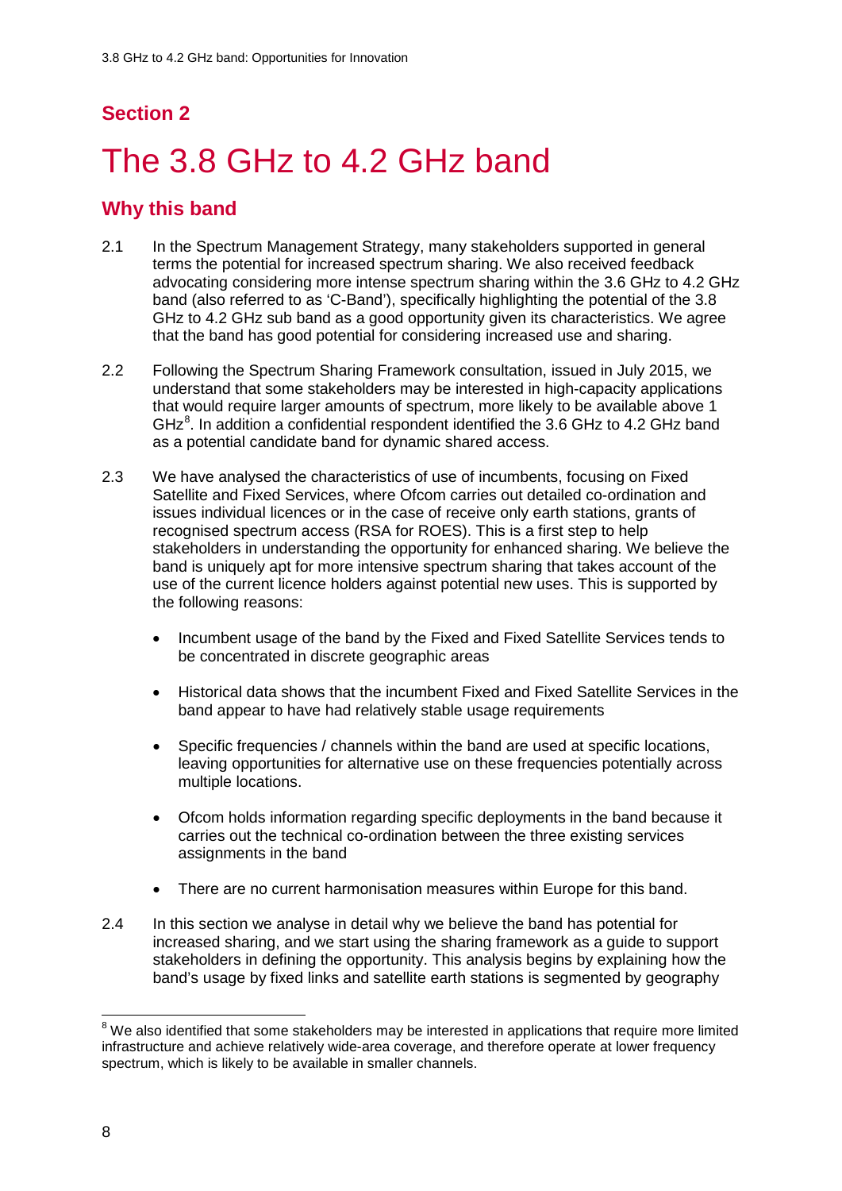## Section 2

# The 3.8 GHz to 4.2 GHz band

## Why this band

2.1 In the Spectrum Management Strategy, many stakeholders supported in general terms the potential for increased spectrum sharing. We also received feedback advocating considering more intense spectrum sharing within the 3.6 GHz to 4.2 GHz band (also referred to as 'C-Band'), specifically highlighting the potential of the 3.8 GHz to 4.2 GHz sub band as a good opportunity given its characteristics. We agree that the band has good potential for considering increased use and sharing.

2.2 Following the Spectrum Sharing Framework consultation, issued in July 2015, we understand that some stakeholders may be interested in high-capacity applications that would require larger amounts of spectrum, more likely to be available above 1 GHz[8]. In addition a confidential respondent identified the 3.6 GHz to 4.2 GHz band as a potential candidate band for dynamic shared access.

2.3 We have analysed the characteristics of use of incumbents, focusing on Fixed Satellite and Fixed Services, where Ofcom carries out detailed co-ordination and issues individual licences or in the case of receive only earth stations, grants of recognised spectrum access (RSA for ROES). This is a first step to help stakeholders in understanding the opportunity for enhanced sharing. We believe the band is uniquely apt for more intensive spectrum sharing that takes account of the use of the current licence holders against potential new uses. This is supported by the following reasons:

- Incumbent usage of the band by the Fixed and Fixed Satellite Services tends to be concentrated in discrete geographic areas
- Historical data shows that the incumbent Fixed and Fixed Satellite Services in the band appear to have had relatively stable usage requirements
- Specific frequencies / channels within the band are used at specific locations, leaving opportunities for alternative use on these frequencies potentially across multiple locations.
- Ofcom holds information regarding specific deployments in the band because it carries out the technical co-ordination between the three existing services assignments in the band
- There are no current harmonisation measures within Europe for this band.

2.4 In this section we analyse in detail why we believe the band has potential for increased sharing, and we start using the sharing framework as a guide to support stakeholders in defining the opportunity. This analysis begins by explaining how the band's usage by fixed links and satellite earth stations is segmented by geography

[8] We also identified that some stakeholders may be interested in applications that require more limited infrastructure and achieve relatively wide-area coverage, and therefore operate at lower frequency spectrum, which is likely to be available in smaller channels.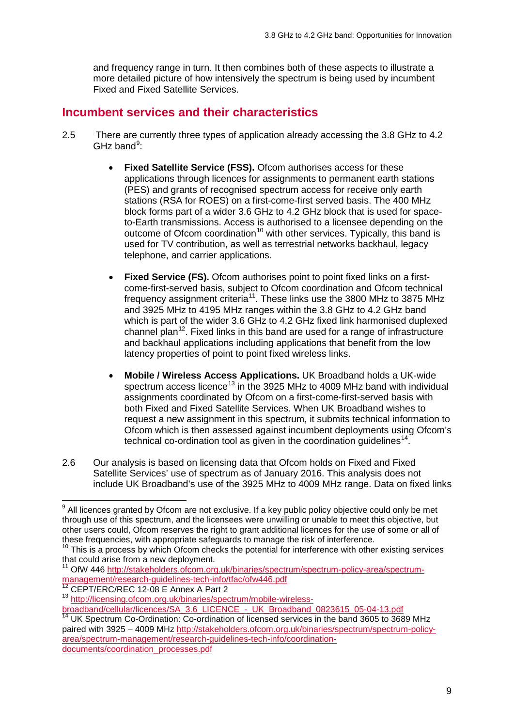and frequency range in turn. It then combines both of these aspects to illustrate a more detailed picture of how intensively the spectrum is being used by incumbent Fixed and Fixed Satellite Services.

## Incumbent services and their characteristics

2.5 There are currently three types of application already accessing the 3.8 GHz to 4.2 GHz band[9]:

- **Fixed Satellite Service (FSS).** Ofcom authorises access for these applications through licences for assignments to permanent earth stations (PES) and grants of recognised spectrum access for receive only earth stations (RSA for ROES) on a first-come-first served basis. The 400 MHz block forms part of a wider 3.6 GHz to 4.2 GHz block that is used for space-to-Earth transmissions. Access is authorised to a licensee depending on the outcome of Ofcom coordination[10] with other services. Typically, this band is used for TV contribution, as well as terrestrial networks backhaul, legacy telephone, and carrier applications.

- **Fixed Service (FS).** Ofcom authorises point to point fixed links on a first-come-first-served basis, subject to Ofcom coordination and Ofcom technical frequency assignment criteria[11]. These links use the 3800 MHz to 3875 MHz and 3925 MHz to 4195 MHz ranges within the 3.8 GHz to 4.2 GHz band which is part of the wider 3.6 GHz to 4.2 GHz fixed link harmonised duplexed channel plan[12]. Fixed links in this band are used for a range of infrastructure and backhaul applications including applications that benefit from the low latency properties of point to point fixed wireless links.

- **Mobile / Wireless Access Applications.** UK Broadband holds a UK-wide spectrum access licence[13] in the 3925 MHz to 4009 MHz band with individual assignments coordinated by Ofcom on a first-come-first-served basis with both Fixed and Fixed Satellite Services. When UK Broadband wishes to request a new assignment in this spectrum, it submits technical information to Ofcom which is then assessed against incumbent deployments using Ofcom's technical co-ordination tool as given in the coordination guidelines[14].

2.6 Our analysis is based on licensing data that Ofcom holds on Fixed and Fixed Satellite Services' use of spectrum as of January 2016. This analysis does not include UK Broadband's use of the 3925 MHz to 4009 MHz range. Data on fixed links

---

[9] All licences granted by Ofcom are not exclusive. If a key public policy objective could only be met through use of this spectrum, and the licensees were unwilling or unable to meet this objective, but other users could, Ofcom reserves the right to grant additional licences for the use of some or all of these frequencies, with appropriate safeguards to manage the risk of interference.

[10] This is a process by which Ofcom checks the potential for interference with other existing services that could arise from a new deployment.

[11] OfW 446 http://stakeholders.ofcom.org.uk/binaries/spectrum/spectrum-policy-area/spectrum-management/research-guidelines-tech-info/tfac/ofw446.pdf

[12] CEPT/ERC/REC 12-08 E Annex A Part 2

[13] http://licensing.ofcom.org.uk/binaries/spectrum/mobile-wireless-broadband/cellular/licences/SA_3.6_LICENCE_-_UK_Broadband_0823615_05-04-13.pdf

[14] UK Spectrum Co-Ordination: Co-ordination of licensed services in the band 3605 to 3689 MHz paired with 3925 – 4009 MHz http://stakeholders.ofcom.org.uk/binaries/spectrum/spectrum-policy-area/spectrum-management/research-guidelines-tech-info/coordination-documents/coordination_processes.pdf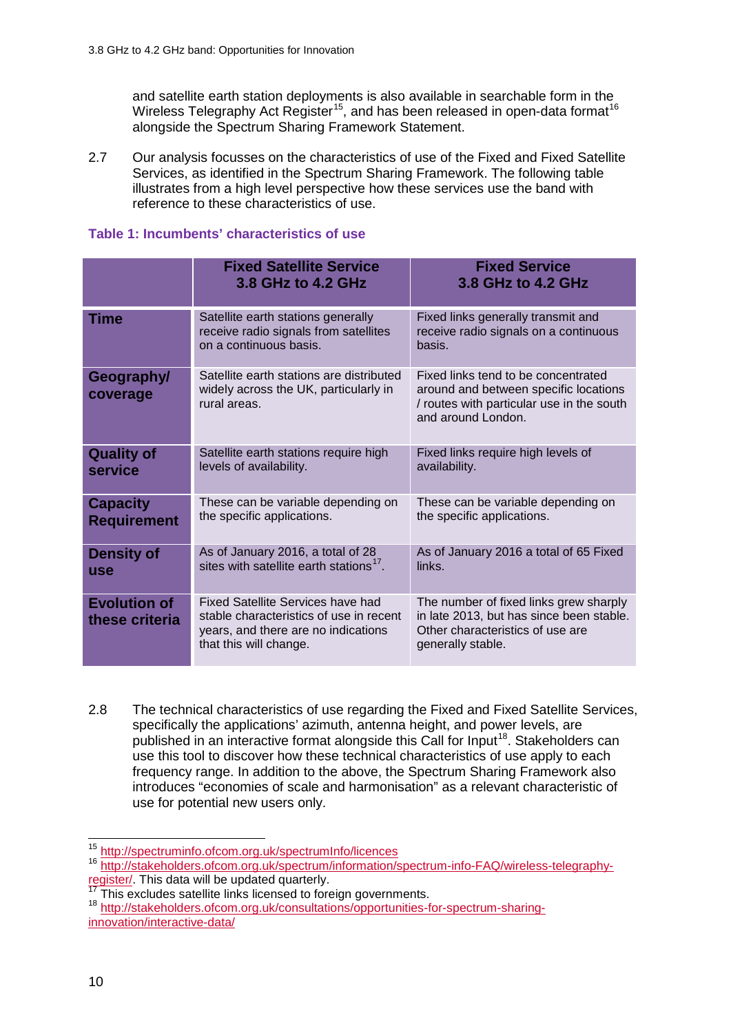and satellite earth station deployments is also available in searchable form in the Wireless Telegraphy Act Register[15], and has been released in open-data format[16] alongside the Spectrum Sharing Framework Statement.

2.7 Our analysis focusses on the characteristics of use of the Fixed and Fixed Satellite Services, as identified in the Spectrum Sharing Framework. The following table illustrates from a high level perspective how these services use the band with reference to these characteristics of use.

**Table 1: Incumbents' characteristics of use**

| | Fixed Satellite Service 3.8 GHz to 4.2 GHz | Fixed Service 3.8 GHz to 4.2 GHz |
|---|---|---|
| **Time** | Satellite earth stations generally receive radio signals from satellites on a continuous basis. | Fixed links generally transmit and receive radio signals on a continuous basis. |
| **Geography/ coverage** | Satellite earth stations are distributed widely across the UK, particularly in rural areas. | Fixed links tend to be concentrated around and between specific locations / routes with particular use in the south and around London. |
| **Quality of service** | Satellite earth stations require high levels of availability. | Fixed links require high levels of availability. |
| **Capacity Requirement** | These can be variable depending on the specific applications. | These can be variable depending on the specific applications. |
| **Density of use** | As of January 2016, a total of 28 sites with satellite earth stations[17]. | As of January 2016 a total of 65 Fixed links. |
| **Evolution of these criteria** | Fixed Satellite Services have had stable characteristics of use in recent years, and there are no indications that this will change. | The number of fixed links grew sharply in late 2013, but has since been stable. Other characteristics of use are generally stable. |

2.8 The technical characteristics of use regarding the Fixed and Fixed Satellite Services, specifically the applications' azimuth, antenna height, and power levels, are published in an interactive format alongside this Call for Input[18]. Stakeholders can use this tool to discover how these technical characteristics of use apply to each frequency range. In addition to the above, the Spectrum Sharing Framework also introduces "economies of scale and harmonisation" as a relevant characteristic of use for potential new users only.

---

[15] http://spectruminfo.ofcom.org.uk/spectrumInfo/licences

[16] http://stakeholders.ofcom.org.uk/spectrum/information/spectrum-info-FAQ/wireless-telegraphy-register/. This data will be updated quarterly.

[17] This excludes satellite links licensed to foreign governments.

[18] http://stakeholders.ofcom.org.uk/consultations/opportunities-for-spectrum-sharing-innovation/interactive-data/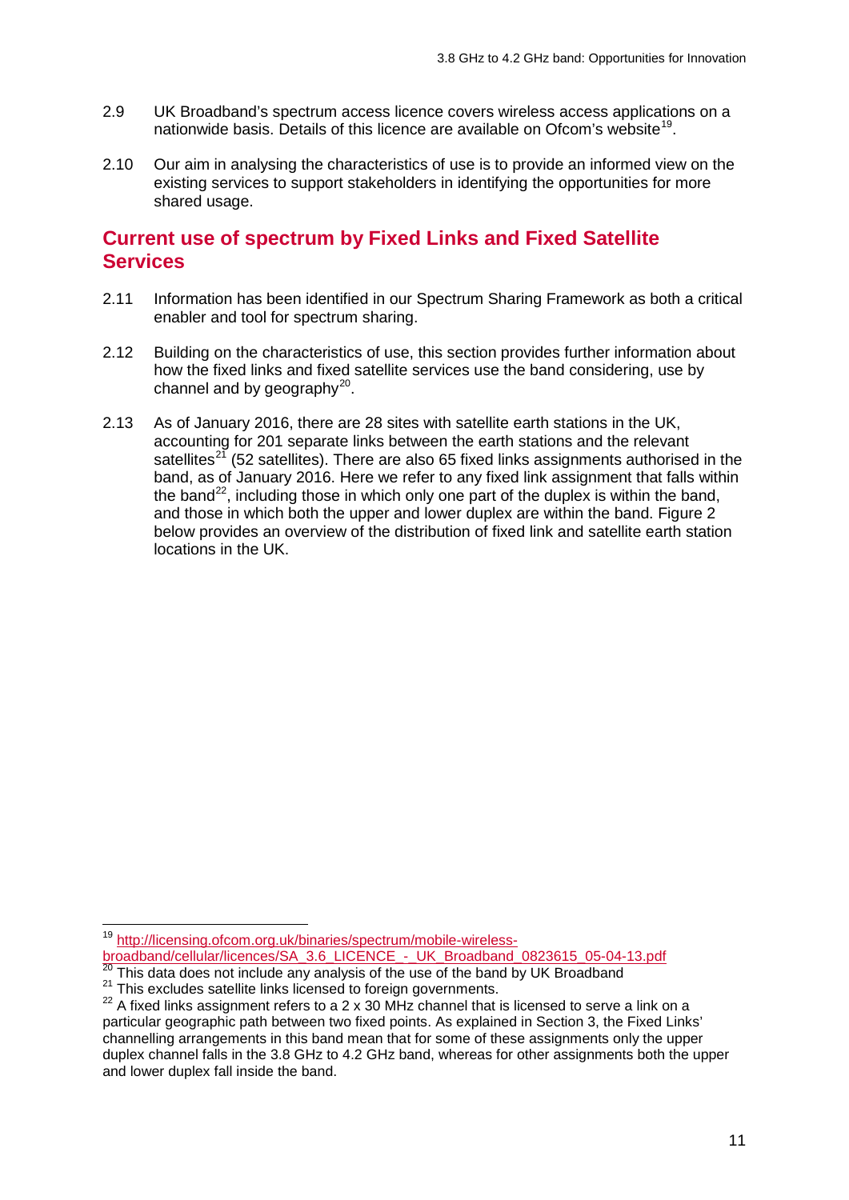2.9 UK Broadband's spectrum access licence covers wireless access applications on a nationwide basis. Details of this licence are available on Ofcom's website[19].

2.10 Our aim in analysing the characteristics of use is to provide an informed view on the existing services to support stakeholders in identifying the opportunities for more shared usage.

## Current use of spectrum by Fixed Links and Fixed Satellite Services

2.11 Information has been identified in our Spectrum Sharing Framework as both a critical enabler and tool for spectrum sharing.

2.12 Building on the characteristics of use, this section provides further information about how the fixed links and fixed satellite services use the band considering, use by channel and by geography[20].

2.13 As of January 2016, there are 28 sites with satellite earth stations in the UK, accounting for 201 separate links between the earth stations and the relevant satellites[21] (52 satellites). There are also 65 fixed links assignments authorised in the band, as of January 2016. Here we refer to any fixed link assignment that falls within the band[22], including those in which only one part of the duplex is within the band, and those in which both the upper and lower duplex are within the band. Figure 2 below provides an overview of the distribution of fixed link and satellite earth station locations in the UK.

---

[19] http://licensing.ofcom.org.uk/binaries/spectrum/mobile-wireless-broadband/cellular/licences/SA_3.6_LICENCE_-_UK_Broadband_0823615_05-04-13.pdf

[20] This data does not include any analysis of the use of the band by UK Broadband

[21] This excludes satellite links licensed to foreign governments.

[22] A fixed links assignment refers to a 2 x 30 MHz channel that is licensed to serve a link on a particular geographic path between two fixed points. As explained in Section 3, the Fixed Links' channelling arrangements in this band mean that for some of these assignments only the upper duplex channel falls in the 3.8 GHz to 4.2 GHz band, whereas for other assignments both the upper and lower duplex fall inside the band.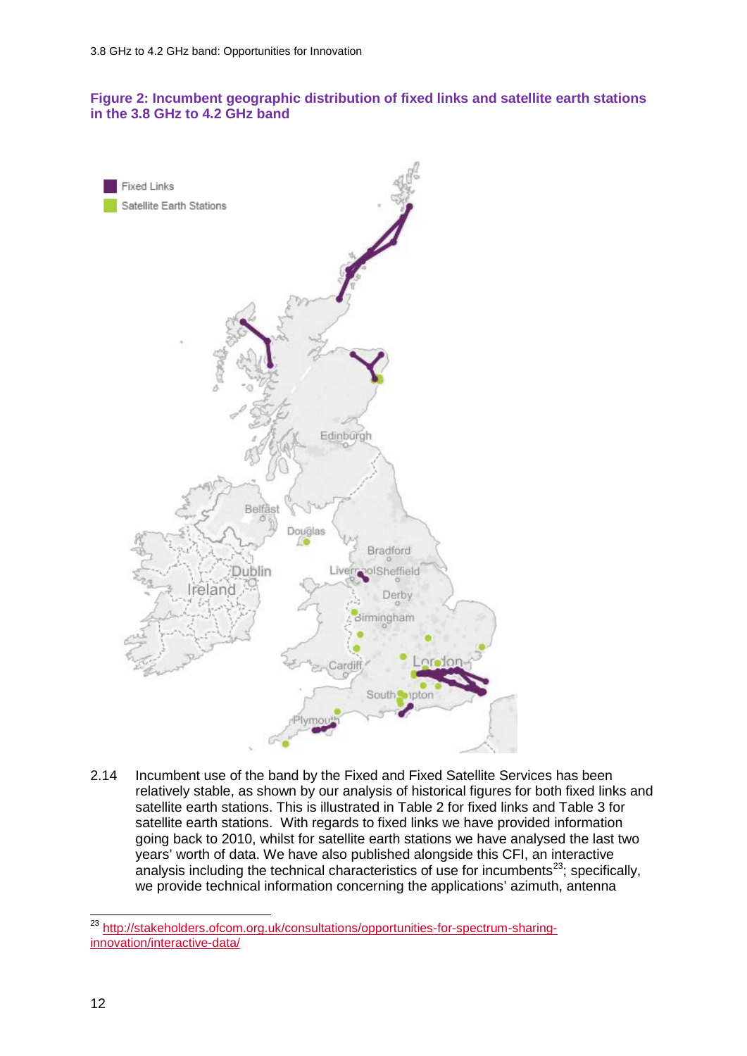**Figure 2: Incumbent geographic distribution of fixed links and satellite earth stations in the 3.8 GHz to 4.2 GHz band**

2.14 Incumbent use of the band by the Fixed and Fixed Satellite Services has been relatively stable, as shown by our analysis of historical figures for both fixed links and satellite earth stations. This is illustrated in Table 2 for fixed links and Table 3 for satellite earth stations. With regards to fixed links we have provided information going back to 2010, whilst for satellite earth stations we have analysed the last two years' worth of data. We have also published alongside this CFI, an interactive analysis including the technical characteristics of use for incumbents[23]; specifically, we provide technical information concerning the applications' azimuth, antenna

---

[23] http://stakeholders.ofcom.org.uk/consultations/opportunities-for-spectrum-sharing-innovation/interactive-data/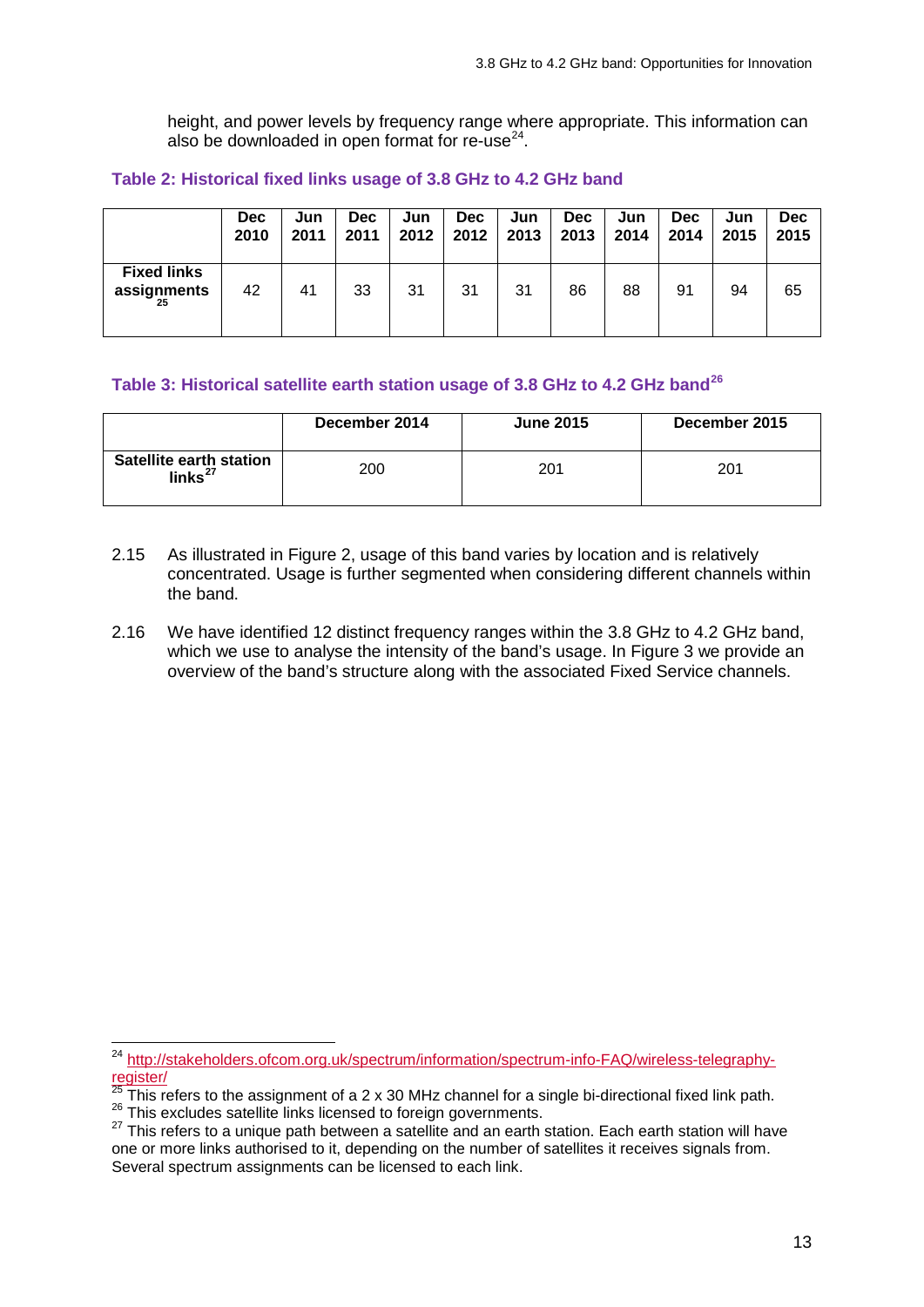height, and power levels by frequency range where appropriate. This information can also be downloaded in open format for re-use[24].

**Table 2: Historical fixed links usage of 3.8 GHz to 4.2 GHz band**

| | Dec 2010 | Jun 2011 | Dec 2011 | Jun 2012 | Dec 2012 | Jun 2013 | Dec 2013 | Jun 2014 | Dec 2014 | Jun 2015 | Dec 2015 |
|---|---|---|---|---|---|---|---|---|---|---|---|
| **Fixed links assignments[25]** | 42 | 41 | 33 | 31 | 31 | 31 | 86 | 88 | 91 | 94 | 65 |

**Table 3: Historical satellite earth station usage of 3.8 GHz to 4.2 GHz band[26]**

| | December 2014 | June 2015 | December 2015 |
|---|---|---|---|
| **Satellite earth station links[27]** | 200 | 201 | 201 |

2.15 As illustrated in Figure 2, usage of this band varies by location and is relatively concentrated. Usage is further segmented when considering different channels within the band.

2.16 We have identified 12 distinct frequency ranges within the 3.8 GHz to 4.2 GHz band, which we use to analyse the intensity of the band's usage. In Figure 3 we provide an overview of the band's structure along with the associated Fixed Service channels.

---

[24] http://stakeholders.ofcom.org.uk/spectrum/information/spectrum-info-FAQ/wireless-telegraphy-register/

[25] This refers to the assignment of a 2 x 30 MHz channel for a single bi-directional fixed link path.

[26] This excludes satellite links licensed to foreign governments.

[27] This refers to a unique path between a satellite and an earth station. Each earth station will have one or more links authorised to it, depending on the number of satellites it receives signals from. Several spectrum assignments can be licensed to each link.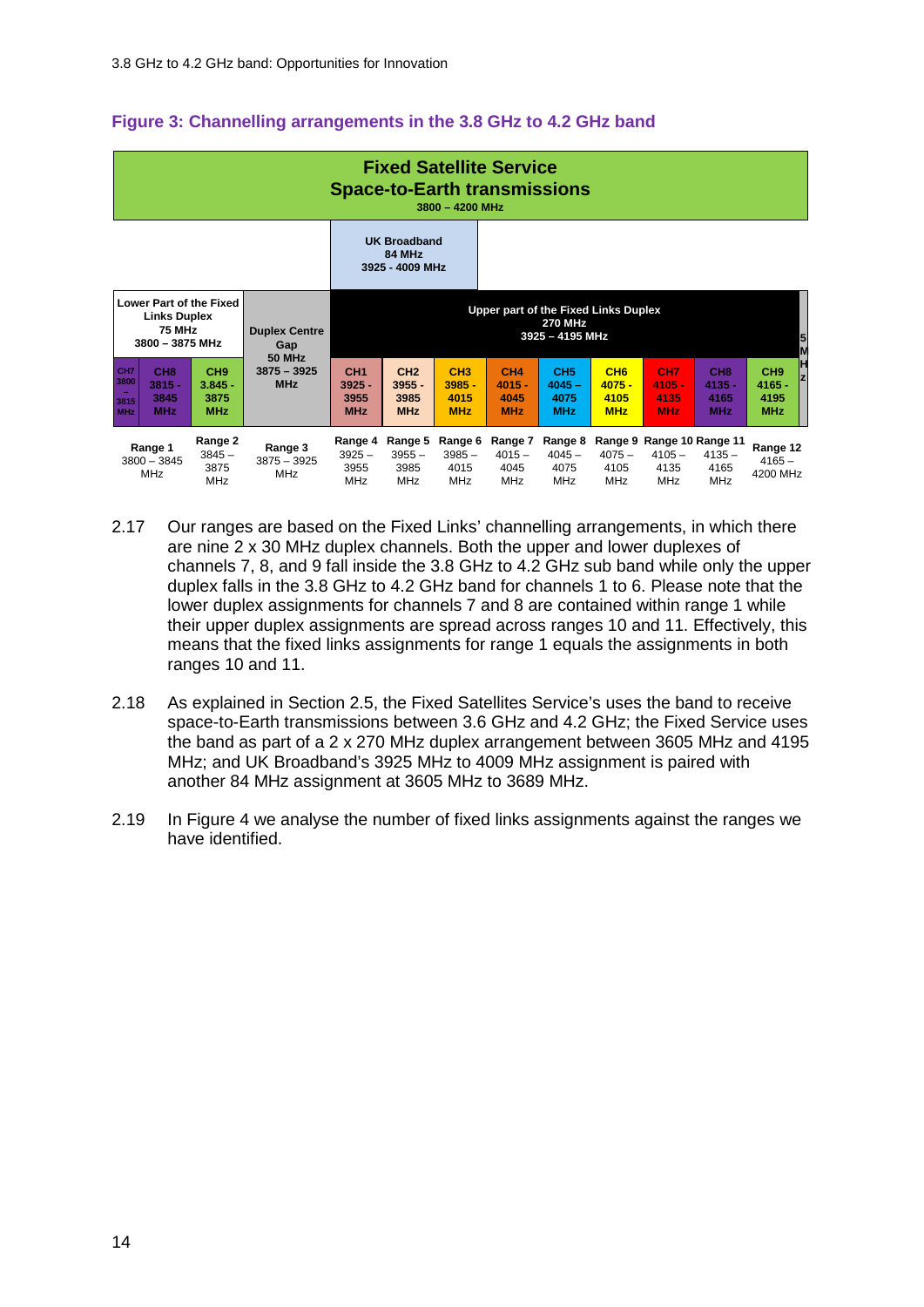**Figure 3: Channelling arrangements in the 3.8 GHz to 4.2 GHz band**

| Fixed Satellite Service Space-to-Earth transmissions 3800 – 4200 MHz | | | | | | | | | | | | | |
|---|---|---|---|---|---|---|---|---|---|---|---|---|---|
| | | | | UK Broadband 84 MHz 3925 - 4009 MHz | | | | | | | | | |
| Lower Part of the Fixed Links Duplex 75 MHz 3800 – 3875 MHz | | | Duplex Centre Gap 50 MHz 3875 – 3925 MHz | Upper part of the Fixed Links Duplex 270 MHz 3925 – 4195 MHz | | | | | | | | | 5 MHz |
| CH7 3800 – 3815 MHz | CH8 3815 - 3845 MHz | CH9 3.845 - 3875 MHz | | CH1 3925 - 3955 MHz | CH2 3955 - 3985 MHz | CH3 3985 - 4015 MHz | CH4 4015 - 4045 MHz | CH5 4045 – 4075 MHz | CH6 4075 - 4105 MHz | CH7 4105 - 4135 MHz | CH8 4135 - 4165 MHz | CH9 4165 - 4195 MHz | |
| Range 1 3800 – 3845 MHz | | Range 2 3845 – 3875 MHz | Range 3 3875 – 3925 MHz | Range 4 3925 – 3955 MHz | Range 5 3955 – 3985 MHz | Range 6 3985 – 4015 MHz | Range 7 4015 – 4045 MHz | Range 8 4045 – 4075 MHz | Range 9 4075 – 4105 MHz | Range 10 4105 – 4135 MHz | Range 11 4135 – 4165 MHz | Range 12 4165 – 4200 MHz | |

2.17 Our ranges are based on the Fixed Links' channelling arrangements, in which there are nine 2 x 30 MHz duplex channels. Both the upper and lower duplexes of channels 7, 8, and 9 fall inside the 3.8 GHz to 4.2 GHz sub band while only the upper duplex falls in the 3.8 GHz to 4.2 GHz band for channels 1 to 6. Please note that the lower duplex assignments for channels 7 and 8 are contained within range 1 while their upper duplex assignments are spread across ranges 10 and 11. Effectively, this means that the fixed links assignments for range 1 equals the assignments in both ranges 10 and 11.

2.18 As explained in Section 2.5, the Fixed Satellites Service's uses the band to receive space-to-Earth transmissions between 3.6 GHz and 4.2 GHz; the Fixed Service uses the band as part of a 2 x 270 MHz duplex arrangement between 3605 MHz and 4195 MHz; and UK Broadband's 3925 MHz to 4009 MHz assignment is paired with another 84 MHz assignment at 3605 MHz to 3689 MHz.

2.19 In Figure 4 we analyse the number of fixed links assignments against the ranges we have identified.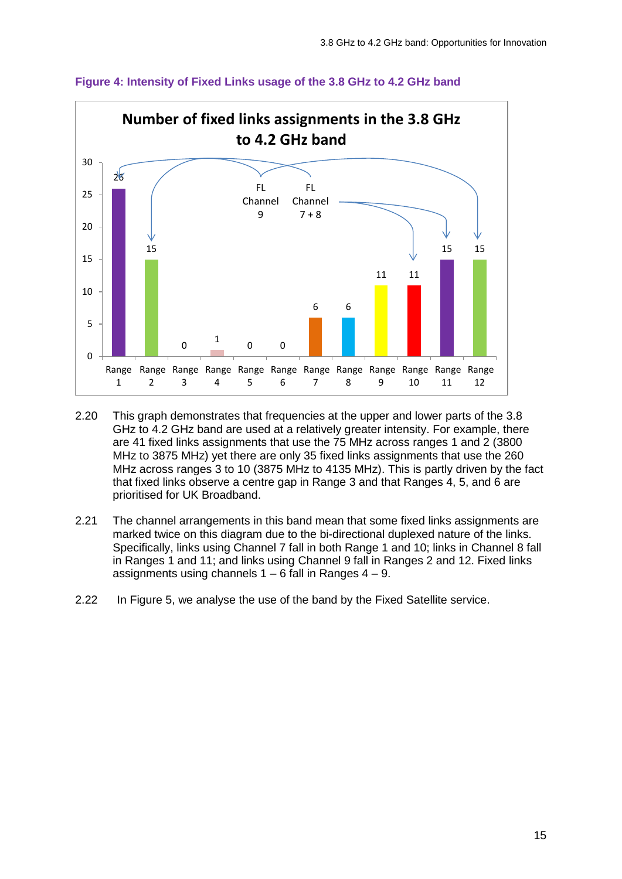**Figure 4: Intensity of Fixed Links usage of the 3.8 GHz to 4.2 GHz band**

**Number of fixed links assignments in the 3.8 GHz to 4.2 GHz band**

| Range | Range 1 | Range 2 | Range 3 | Range 4 | Range 5 | Range 6 | Range 7 | Range 8 | Range 9 | Range 10 | Range 11 | Range 12 |
|---|---|---|---|---|---|---|---|---|---|---|---|---|
| Assignments | 26 | 15 | 0 | 1 | 0 | 0 | 6 | 6 | 11 | 11 | 15 | 15 |

FL Channel 9 → Range 2, Range 12

FL Channel 7 + 8 → Range 1, Range 10, Range 11

2.20 This graph demonstrates that frequencies at the upper and lower parts of the 3.8 GHz to 4.2 GHz band are used at a relatively greater intensity. For example, there are 41 fixed links assignments that use the 75 MHz across ranges 1 and 2 (3800 MHz to 3875 MHz) yet there are only 35 fixed links assignments that use the 260 MHz across ranges 3 to 10 (3875 MHz to 4135 MHz). This is partly driven by the fact that fixed links observe a centre gap in Range 3 and that Ranges 4, 5, and 6 are prioritised for UK Broadband.

2.21 The channel arrangements in this band mean that some fixed links assignments are marked twice on this diagram due to the bi-directional duplexed nature of the links. Specifically, links using Channel 7 fall in both Range 1 and 10; links in Channel 8 fall in Ranges 1 and 11; and links using Channel 9 fall in Ranges 2 and 12. Fixed links assignments using channels 1 – 6 fall in Ranges 4 – 9.

2.22 In Figure 5, we analyse the use of the band by the Fixed Satellite service.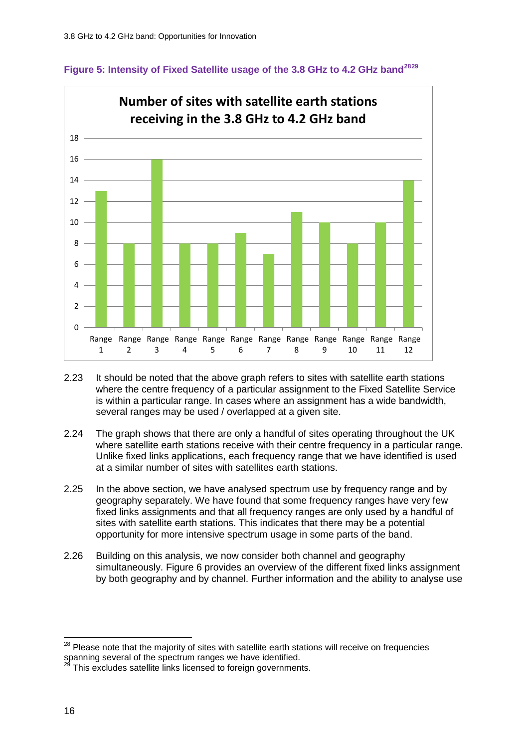**Figure 5: Intensity of Fixed Satellite usage of the 3.8 GHz to 4.2 GHz band[28][29]**

**Number of sites with satellite earth stations receiving in the 3.8 GHz to 4.2 GHz band**

| Range | Number of sites |
|---|---|
| Range 1 | 13 |
| Range 2 | 8 |
| Range 3 | 16 |
| Range 4 | 8 |
| Range 5 | 8 |
| Range 6 | 9 |
| Range 7 | 7 |
| Range 8 | 11 |
| Range 9 | 10 |
| Range 10 | 8 |
| Range 11 | 10 |
| Range 12 | 14 |

2.23 It should be noted that the above graph refers to sites with satellite earth stations where the centre frequency of a particular assignment to the Fixed Satellite Service is within a particular range. In cases where an assignment has a wide bandwidth, several ranges may be used / overlapped at a given site.

2.24 The graph shows that there are only a handful of sites operating throughout the UK where satellite earth stations receive with their centre frequency in a particular range. Unlike fixed links applications, each frequency range that we have identified is used at a similar number of sites with satellites earth stations.

2.25 In the above section, we have analysed spectrum use by frequency range and by geography separately. We have found that some frequency ranges have very few fixed links assignments and that all frequency ranges are only used by a handful of sites with satellite earth stations. This indicates that there may be a potential opportunity for more intensive spectrum usage in some parts of the band.

2.26 Building on this analysis, we now consider both channel and geography simultaneously. Figure 6 provides an overview of the different fixed links assignment by both geography and by channel. Further information and the ability to analyse use

---

[28] Please note that the majority of sites with satellite earth stations will receive on frequencies spanning several of the spectrum ranges we have identified.

[29] This excludes satellite links licensed to foreign governments.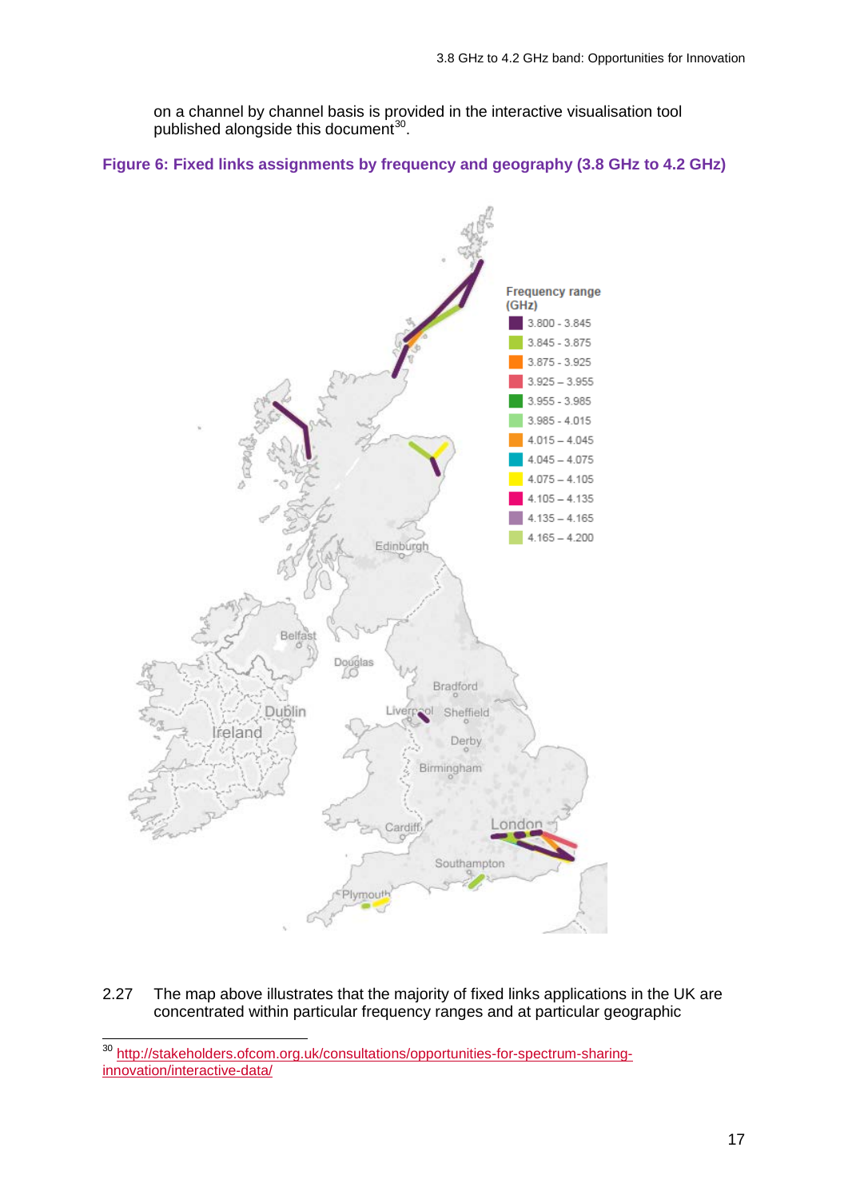on a channel by channel basis is provided in the interactive visualisation tool published alongside this document[30].

**Figure 6: Fixed links assignments by frequency and geography (3.8 GHz to 4.2 GHz)**

2.27 The map above illustrates that the majority of fixed links applications in the UK are concentrated within particular frequency ranges and at particular geographic

---

[30] http://stakeholders.ofcom.org.uk/consultations/opportunities-for-spectrum-sharing-innovation/interactive-data/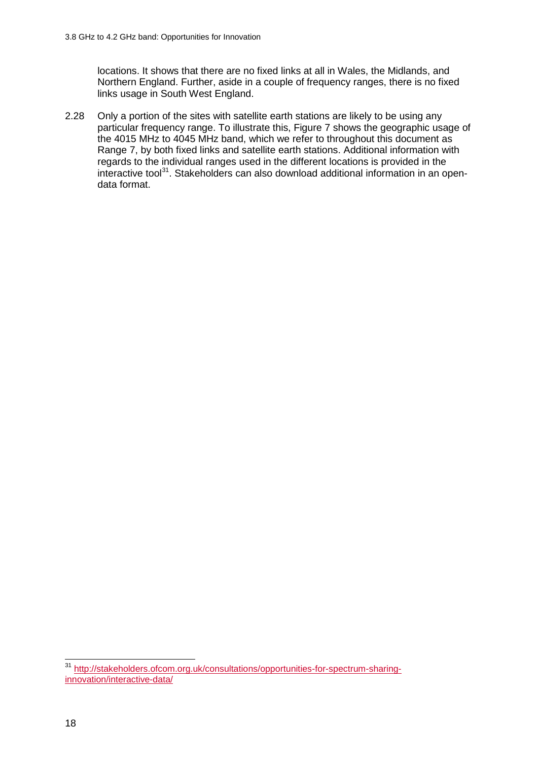locations. It shows that there are no fixed links at all in Wales, the Midlands, and Northern England. Further, aside in a couple of frequency ranges, there is no fixed links usage in South West England.

2.28 Only a portion of the sites with satellite earth stations are likely to be using any particular frequency range. To illustrate this, Figure 7 shows the geographic usage of the 4015 MHz to 4045 MHz band, which we refer to throughout this document as Range 7, by both fixed links and satellite earth stations. Additional information with regards to the individual ranges used in the different locations is provided in the interactive tool[31]. Stakeholders can also download additional information in an open-data format.

[31] http://stakeholders.ofcom.org.uk/consultations/opportunities-for-spectrum-sharing-innovation/interactive-data/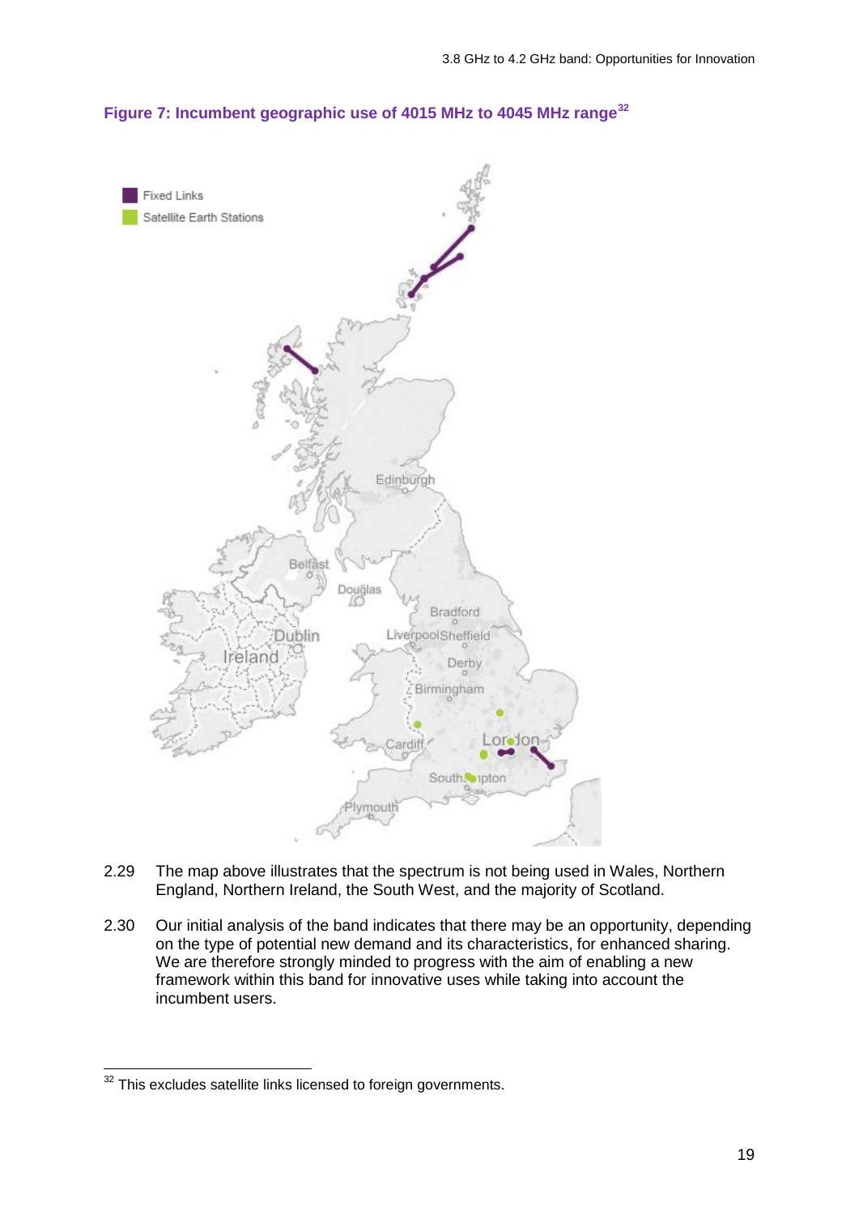**Figure 7: Incumbent geographic use of 4015 MHz to 4045 MHz range**[32]

2.29 The map above illustrates that the spectrum is not being used in Wales, Northern England, Northern Ireland, the South West, and the majority of Scotland.

2.30 Our initial analysis of the band indicates that there may be an opportunity, depending on the type of potential new demand and its characteristics, for enhanced sharing. We are therefore strongly minded to progress with the aim of enabling a new framework within this band for innovative uses while taking into account the incumbent users.

---

[32] This excludes satellite links licensed to foreign governments.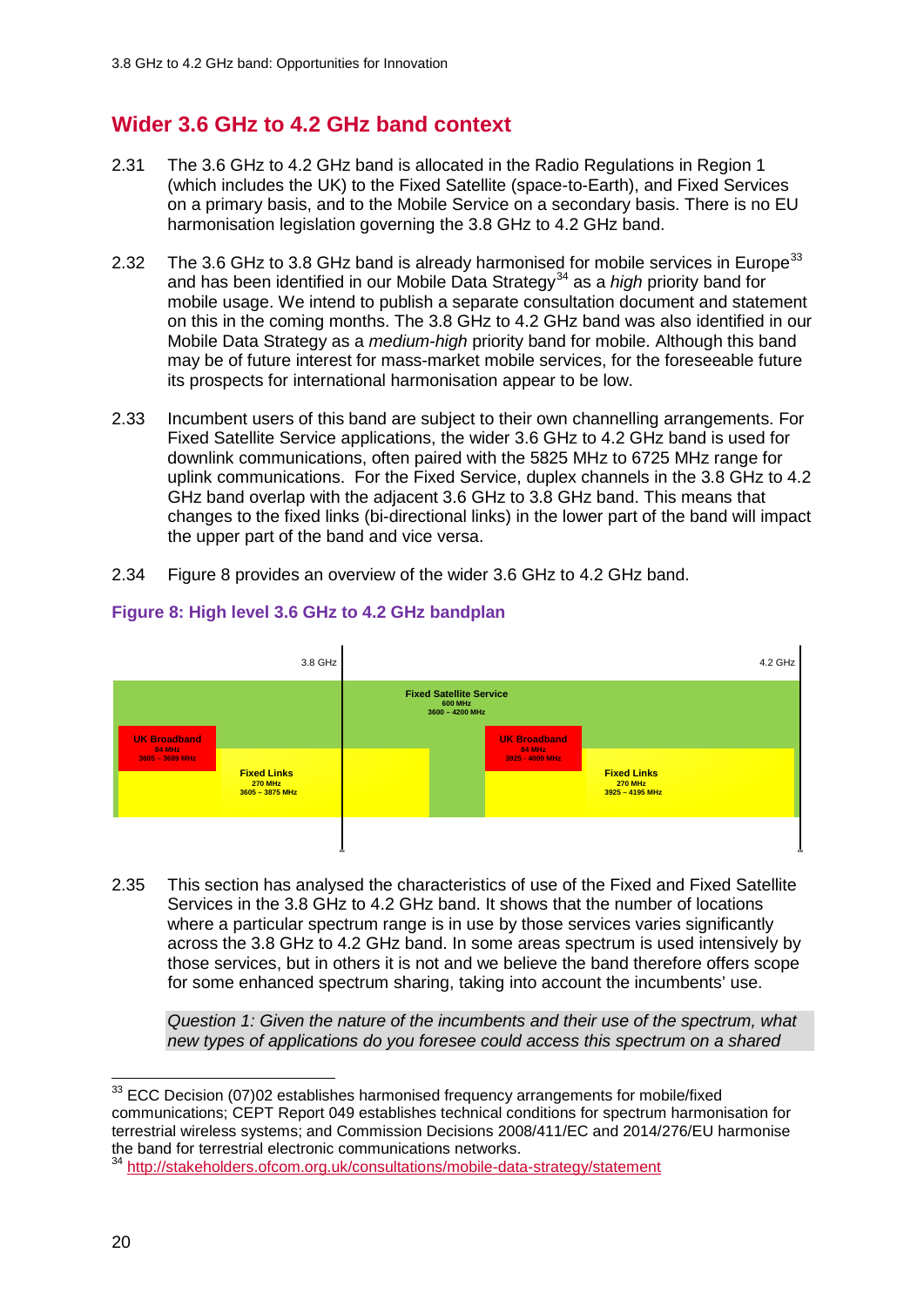## Wider 3.6 GHz to 4.2 GHz band context

2.31 The 3.6 GHz to 4.2 GHz band is allocated in the Radio Regulations in Region 1 (which includes the UK) to the Fixed Satellite (space-to-Earth), and Fixed Services on a primary basis, and to the Mobile Service on a secondary basis. There is no EU harmonisation legislation governing the 3.8 GHz to 4.2 GHz band.

2.32 The 3.6 GHz to 3.8 GHz band is already harmonised for mobile services in Europe[33] and has been identified in our Mobile Data Strategy[34] as a *high* priority band for mobile usage. We intend to publish a separate consultation document and statement on this in the coming months. The 3.8 GHz to 4.2 GHz band was also identified in our Mobile Data Strategy as a *medium-high* priority band for mobile. Although this band may be of future interest for mass-market mobile services, for the foreseeable future its prospects for international harmonisation appear to be low.

2.33 Incumbent users of this band are subject to their own channelling arrangements. For Fixed Satellite Service applications, the wider 3.6 GHz to 4.2 GHz band is used for downlink communications, often paired with the 5825 MHz to 6725 MHz range for uplink communications. For the Fixed Service, duplex channels in the 3.8 GHz to 4.2 GHz band overlap with the adjacent 3.6 GHz to 3.8 GHz band. This means that changes to the fixed links (bi-directional links) in the lower part of the band will impact the upper part of the band and vice versa.

2.34 Figure 8 provides an overview of the wider 3.6 GHz to 4.2 GHz band.

**Figure 8: High level 3.6 GHz to 4.2 GHz bandplan**

3.8 GHz | 4.2 GHz

Fixed Satellite Service
600 MHz
3600 – 4200 MHz

UK Broadband
84 MHz
3605 – 3689 MHz

Fixed Links
270 MHz
3605 – 3875 MHz

UK Broadband
84 MHz
3925 – 4009 MHz

Fixed Links
270 MHz
3925 – 4195 MHz

2.35 This section has analysed the characteristics of use of the Fixed and Fixed Satellite Services in the 3.8 GHz to 4.2 GHz band. It shows that the number of locations where a particular spectrum range is in use by those services varies significantly across the 3.8 GHz to 4.2 GHz band. In some areas spectrum is used intensively by those services, but in others it is not and we believe the band therefore offers scope for some enhanced spectrum sharing, taking into account the incumbents' use.

*Question 1: Given the nature of the incumbents and their use of the spectrum, what new types of applications do you foresee could access this spectrum on a shared*

---

[33] ECC Decision (07)02 establishes harmonised frequency arrangements for mobile/fixed communications; CEPT Report 049 establishes technical conditions for spectrum harmonisation for terrestrial wireless systems; and Commission Decisions 2008/411/EC and 2014/276/EU harmonise the band for terrestrial electronic communications networks.

[34] http://stakeholders.ofcom.org.uk/consultations/mobile-data-strategy/statement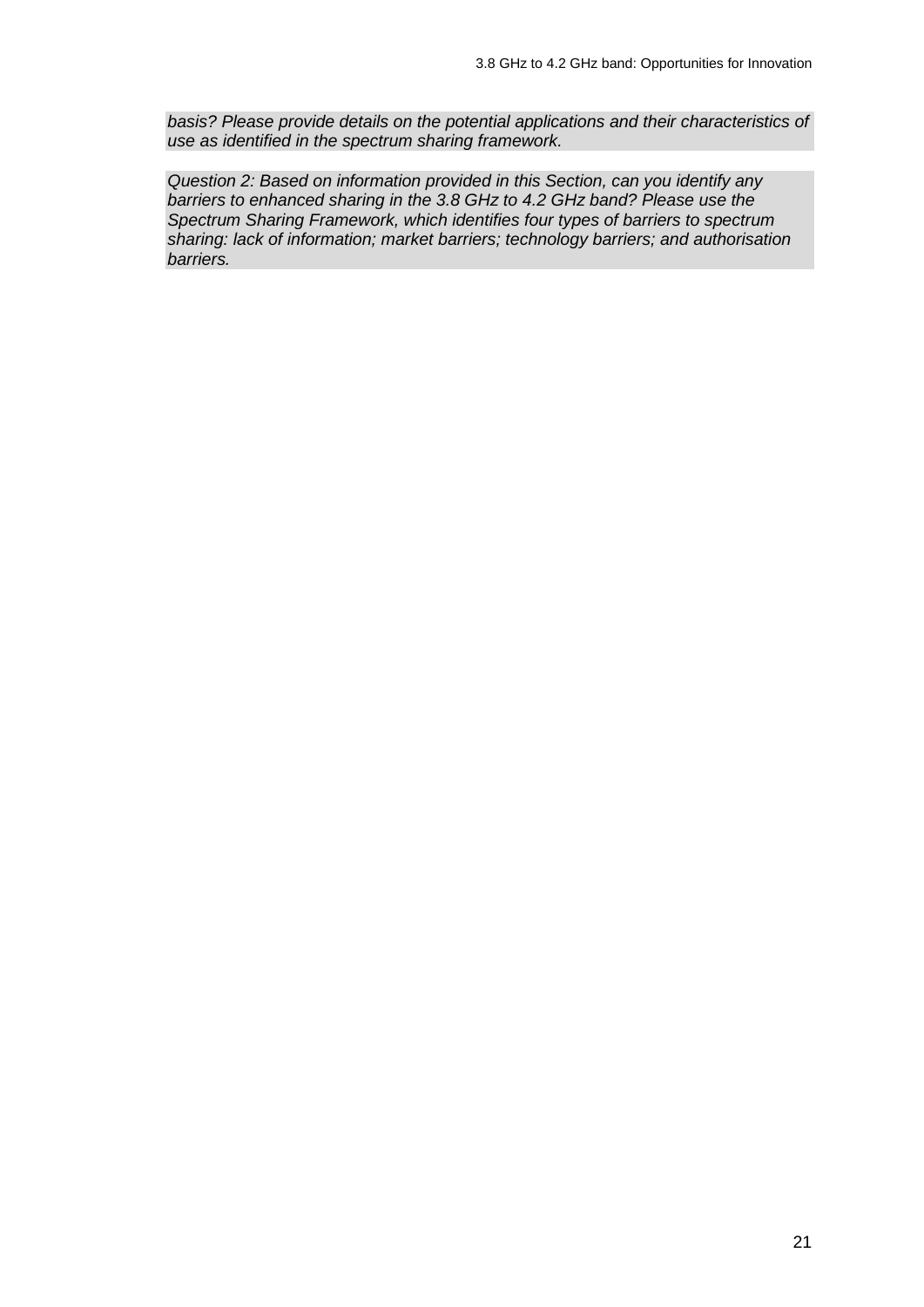*basis? Please provide details on the potential applications and their characteristics of use as identified in the spectrum sharing framework.*

*Question 2: Based on information provided in this Section, can you identify any barriers to enhanced sharing in the 3.8 GHz to 4.2 GHz band? Please use the Spectrum Sharing Framework, which identifies four types of barriers to spectrum sharing: lack of information; market barriers; technology barriers; and authorisation barriers.*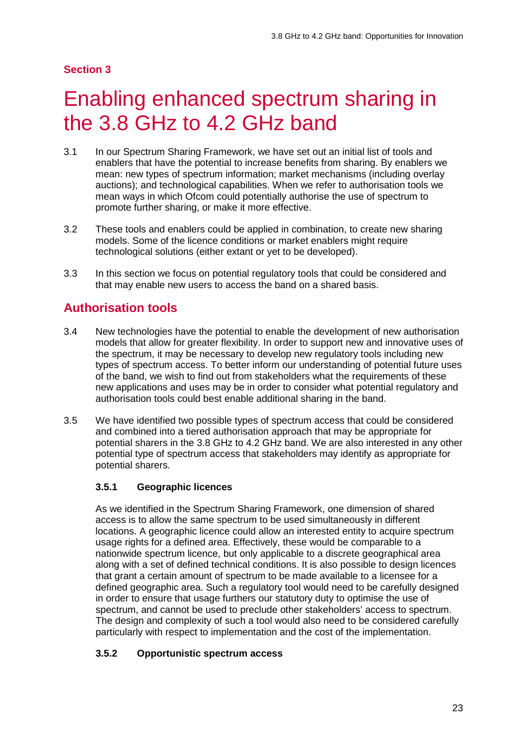**Section 3**

# Enabling enhanced spectrum sharing in the 3.8 GHz to 4.2 GHz band

3.1 In our Spectrum Sharing Framework, we have set out an initial list of tools and enablers that have the potential to increase benefits from sharing. By enablers we mean: new types of spectrum information; market mechanisms (including overlay auctions); and technological capabilities. When we refer to authorisation tools we mean ways in which Ofcom could potentially authorise the use of spectrum to promote further sharing, or make it more effective.

3.2 These tools and enablers could be applied in combination, to create new sharing models. Some of the licence conditions or market enablers might require technological solutions (either extant or yet to be developed).

3.3 In this section we focus on potential regulatory tools that could be considered and that may enable new users to access the band on a shared basis.

## Authorisation tools

3.4 New technologies have the potential to enable the development of new authorisation models that allow for greater flexibility. In order to support new and innovative uses of the spectrum, it may be necessary to develop new regulatory tools including new types of spectrum access. To better inform our understanding of potential future uses of the band, we wish to find out from stakeholders what the requirements of these new applications and uses may be in order to consider what potential regulatory and authorisation tools could best enable additional sharing in the band.

3.5 We have identified two possible types of spectrum access that could be considered and combined into a tiered authorisation approach that may be appropriate for potential sharers in the 3.8 GHz to 4.2 GHz band. We are also interested in any other potential type of spectrum access that stakeholders may identify as appropriate for potential sharers.

### 3.5.1 Geographic licences

As we identified in the Spectrum Sharing Framework, one dimension of shared access is to allow the same spectrum to be used simultaneously in different locations. A geographic licence could allow an interested entity to acquire spectrum usage rights for a defined area. Effectively, these would be comparable to a nationwide spectrum licence, but only applicable to a discrete geographical area along with a set of defined technical conditions. It is also possible to design licences that grant a certain amount of spectrum to be made available to a licensee for a defined geographic area. Such a regulatory tool would need to be carefully designed in order to ensure that usage furthers our statutory duty to optimise the use of spectrum, and cannot be used to preclude other stakeholders' access to spectrum. The design and complexity of such a tool would also need to be considered carefully particularly with respect to implementation and the cost of the implementation.

### 3.5.2 Opportunistic spectrum access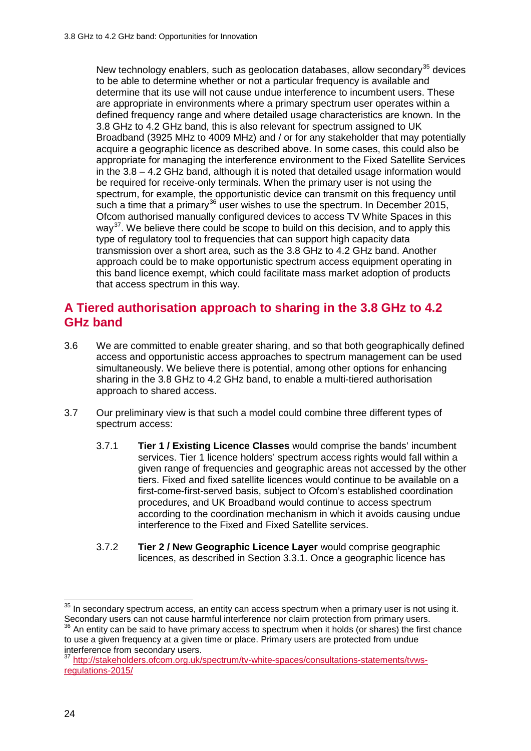New technology enablers, such as geolocation databases, allow secondary[35] devices to be able to determine whether or not a particular frequency is available and determine that its use will not cause undue interference to incumbent users. These are appropriate in environments where a primary spectrum user operates within a defined frequency range and where detailed usage characteristics are known. In the 3.8 GHz to 4.2 GHz band, this is also relevant for spectrum assigned to UK Broadband (3925 MHz to 4009 MHz) and / or for any stakeholder that may potentially acquire a geographic licence as described above. In some cases, this could also be appropriate for managing the interference environment to the Fixed Satellite Services in the 3.8 – 4.2 GHz band, although it is noted that detailed usage information would be required for receive-only terminals. When the primary user is not using the spectrum, for example, the opportunistic device can transmit on this frequency until such a time that a primary[36] user wishes to use the spectrum. In December 2015, Ofcom authorised manually configured devices to access TV White Spaces in this way[37]. We believe there could be scope to build on this decision, and to apply this type of regulatory tool to frequencies that can support high capacity data transmission over a short area, such as the 3.8 GHz to 4.2 GHz band. Another approach could be to make opportunistic spectrum access equipment operating in this band licence exempt, which could facilitate mass market adoption of products that access spectrum in this way.

## A Tiered authorisation approach to sharing in the 3.8 GHz to 4.2 GHz band

3.6 We are committed to enable greater sharing, and so that both geographically defined access and opportunistic access approaches to spectrum management can be used simultaneously. We believe there is potential, among other options for enhancing sharing in the 3.8 GHz to 4.2 GHz band, to enable a multi-tiered authorisation approach to shared access.

3.7 Our preliminary view is that such a model could combine three different types of spectrum access:

3.7.1 **Tier 1 / Existing Licence Classes** would comprise the bands' incumbent services. Tier 1 licence holders' spectrum access rights would fall within a given range of frequencies and geographic areas not accessed by the other tiers. Fixed and fixed satellite licences would continue to be available on a first-come-first-served basis, subject to Ofcom's established coordination procedures, and UK Broadband would continue to access spectrum according to the coordination mechanism in which it avoids causing undue interference to the Fixed and Fixed Satellite services.

3.7.2 **Tier 2 / New Geographic Licence Layer** would comprise geographic licences, as described in Section 3.3.1. Once a geographic licence has

---

[35] In secondary spectrum access, an entity can access spectrum when a primary user is not using it. Secondary users can not cause harmful interference nor claim protection from primary users.

[36] An entity can be said to have primary access to spectrum when it holds (or shares) the first chance to use a given frequency at a given time or place. Primary users are protected from undue interference from secondary users.

[37] http://stakeholders.ofcom.org.uk/spectrum/tv-white-spaces/consultations-statements/tvws-regulations-2015/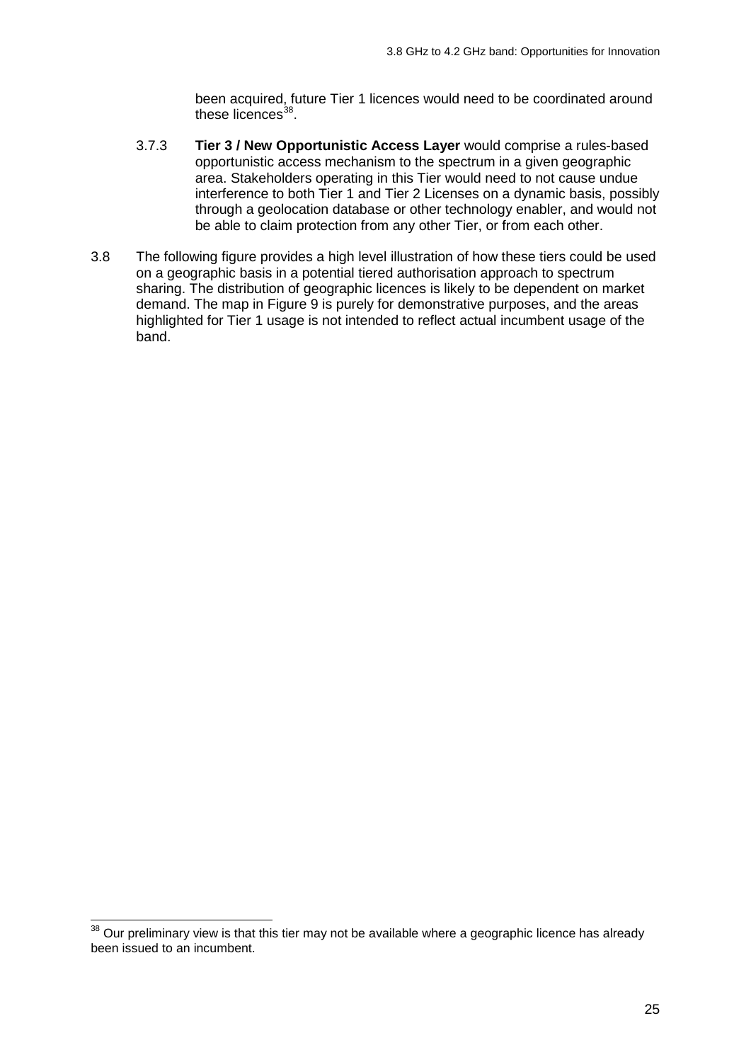been acquired, future Tier 1 licences would need to be coordinated around these licences[38].

3.7.3 **Tier 3 / New Opportunistic Access Layer** would comprise a rules-based opportunistic access mechanism to the spectrum in a given geographic area. Stakeholders operating in this Tier would need to not cause undue interference to both Tier 1 and Tier 2 Licenses on a dynamic basis, possibly through a geolocation database or other technology enabler, and would not be able to claim protection from any other Tier, or from each other.

3.8 The following figure provides a high level illustration of how these tiers could be used on a geographic basis in a potential tiered authorisation approach to spectrum sharing. The distribution of geographic licences is likely to be dependent on market demand. The map in Figure 9 is purely for demonstrative purposes, and the areas highlighted for Tier 1 usage is not intended to reflect actual incumbent usage of the band.

---

[38] Our preliminary view is that this tier may not be available where a geographic licence has already been issued to an incumbent.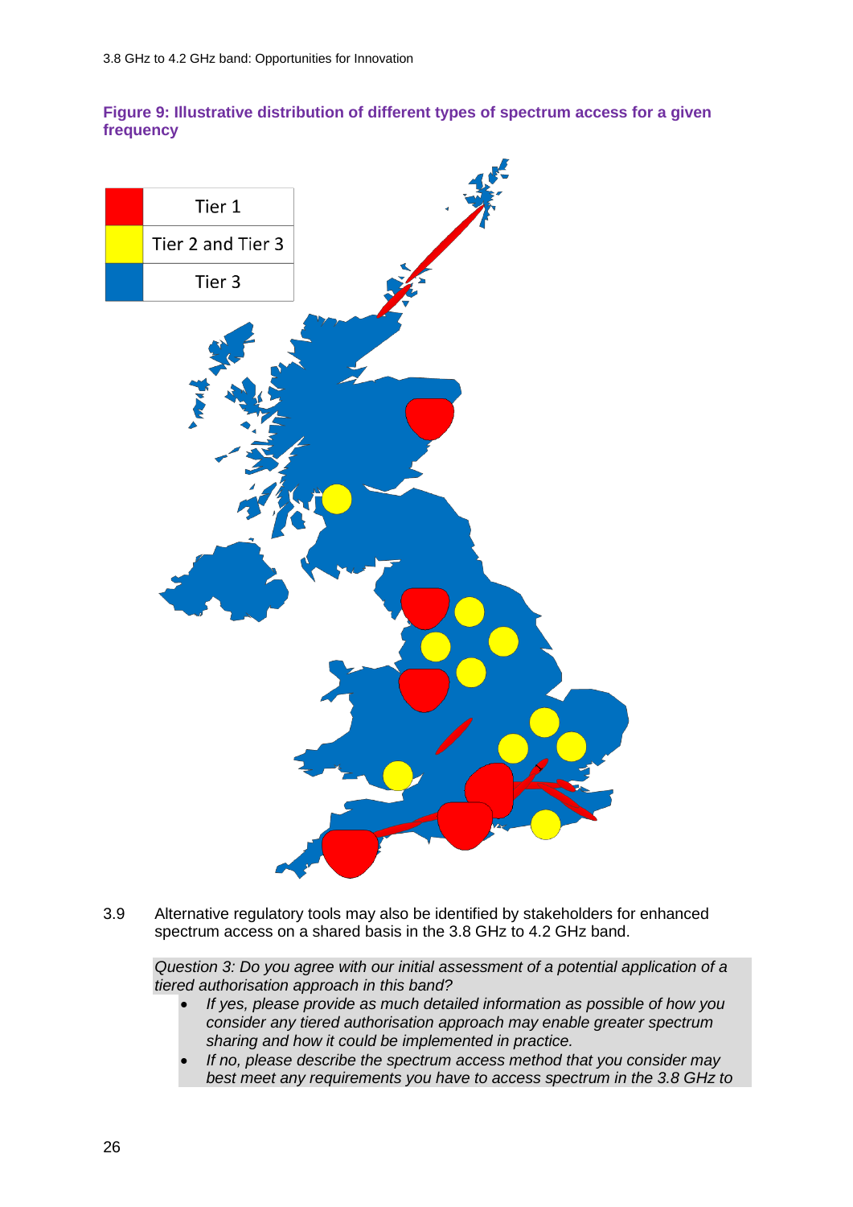**Figure 9: Illustrative distribution of different types of spectrum access for a given frequency**

| | |
|---|---|
| Red | Tier 1 |
| Yellow | Tier 2 and Tier 3 |
| Blue | Tier 3 |

3.9 Alternative regulatory tools may also be identified by stakeholders for enhanced spectrum access on a shared basis in the 3.8 GHz to 4.2 GHz band.

*Question 3: Do you agree with our initial assessment of a potential application of a tiered authorisation approach in this band?*

- *If yes, please provide as much detailed information as possible of how you consider any tiered authorisation approach may enable greater spectrum sharing and how it could be implemented in practice.*
- *If no, please describe the spectrum access method that you consider may best meet any requirements you have to access spectrum in the 3.8 GHz to*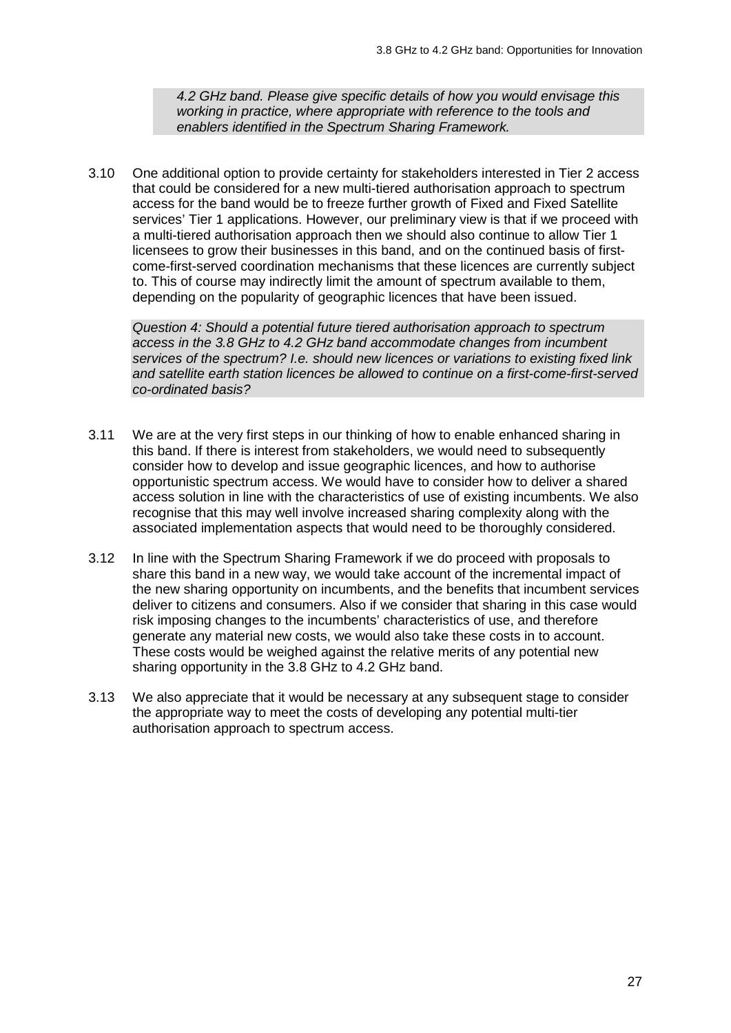*4.2 GHz band. Please give specific details of how you would envisage this working in practice, where appropriate with reference to the tools and enablers identified in the Spectrum Sharing Framework.*

3.10 One additional option to provide certainty for stakeholders interested in Tier 2 access that could be considered for a new multi-tiered authorisation approach to spectrum access for the band would be to freeze further growth of Fixed and Fixed Satellite services' Tier 1 applications. However, our preliminary view is that if we proceed with a multi-tiered authorisation approach then we should also continue to allow Tier 1 licensees to grow their businesses in this band, and on the continued basis of first-come-first-served coordination mechanisms that these licences are currently subject to. This of course may indirectly limit the amount of spectrum available to them, depending on the popularity of geographic licences that have been issued.

*Question 4: Should a potential future tiered authorisation approach to spectrum access in the 3.8 GHz to 4.2 GHz band accommodate changes from incumbent services of the spectrum? I.e. should new licences or variations to existing fixed link and satellite earth station licences be allowed to continue on a first-come-first-served co-ordinated basis?*

3.11 We are at the very first steps in our thinking of how to enable enhanced sharing in this band. If there is interest from stakeholders, we would need to subsequently consider how to develop and issue geographic licences, and how to authorise opportunistic spectrum access. We would have to consider how to deliver a shared access solution in line with the characteristics of use of existing incumbents. We also recognise that this may well involve increased sharing complexity along with the associated implementation aspects that would need to be thoroughly considered.

3.12 In line with the Spectrum Sharing Framework if we do proceed with proposals to share this band in a new way, we would take account of the incremental impact of the new sharing opportunity on incumbents, and the benefits that incumbent services deliver to citizens and consumers. Also if we consider that sharing in this case would risk imposing changes to the incumbents' characteristics of use, and therefore generate any material new costs, we would also take these costs in to account. These costs would be weighed against the relative merits of any potential new sharing opportunity in the 3.8 GHz to 4.2 GHz band.

3.13 We also appreciate that it would be necessary at any subsequent stage to consider the appropriate way to meet the costs of developing any potential multi-tier authorisation approach to spectrum access.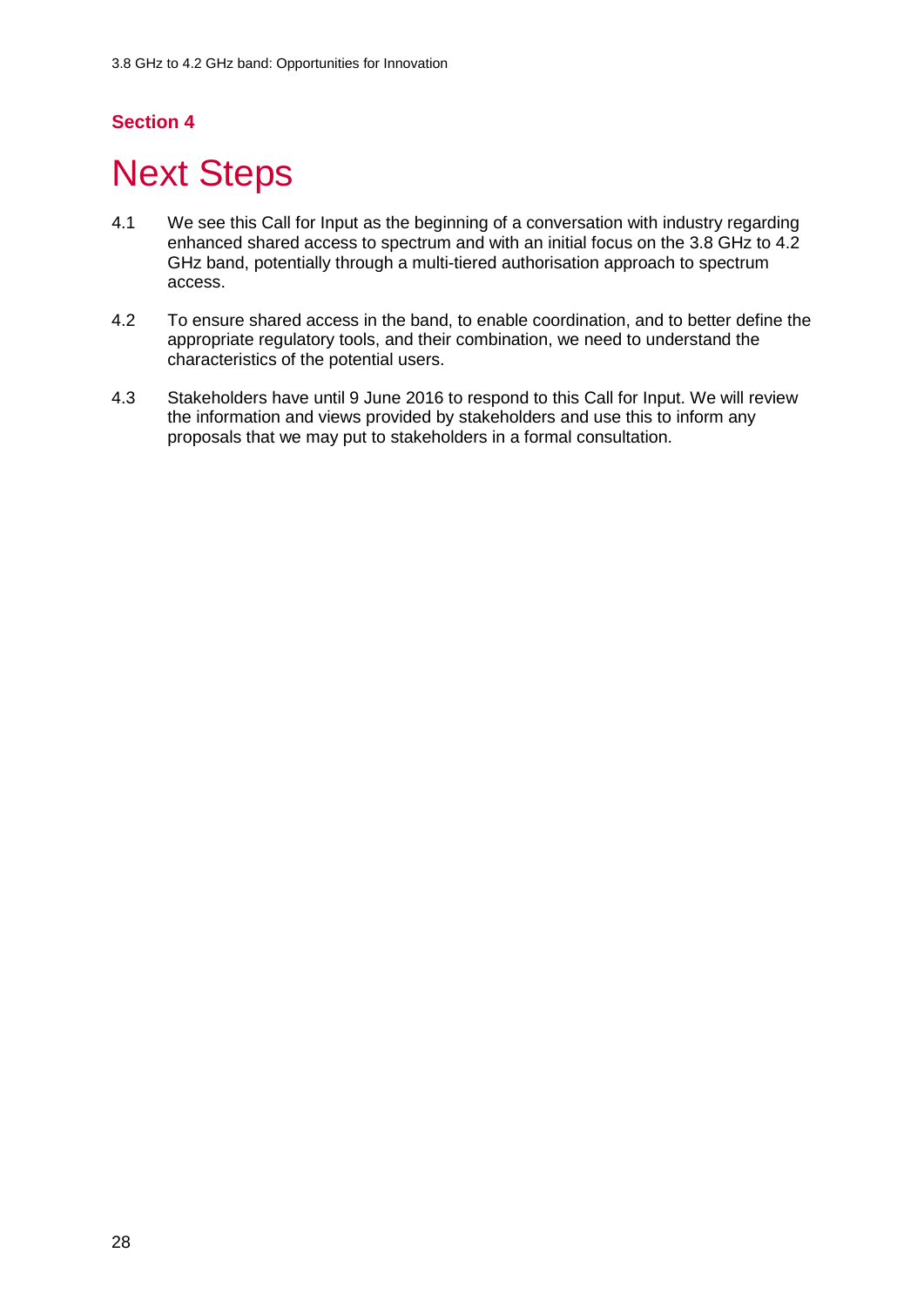**Section 4**

# Next Steps

4.1 We see this Call for Input as the beginning of a conversation with industry regarding enhanced shared access to spectrum and with an initial focus on the 3.8 GHz to 4.2 GHz band, potentially through a multi-tiered authorisation approach to spectrum access.

4.2 To ensure shared access in the band, to enable coordination, and to better define the appropriate regulatory tools, and their combination, we need to understand the characteristics of the potential users.

4.3 Stakeholders have until 9 June 2016 to respond to this Call for Input. We will review the information and views provided by stakeholders and use this to inform any proposals that we may put to stakeholders in a formal consultation.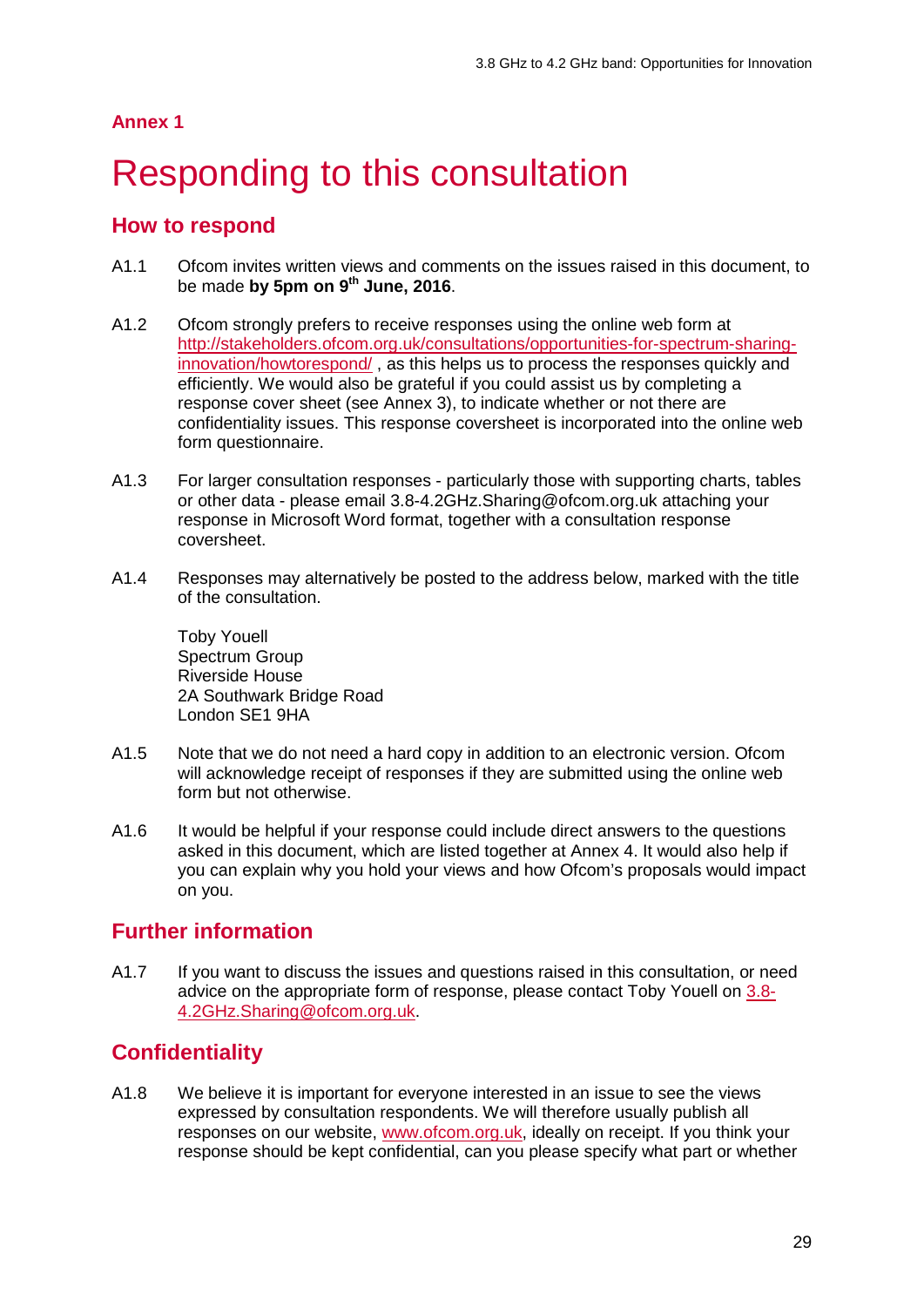**Annex 1**

# Responding to this consultation

## How to respond

A1.1 Ofcom invites written views and comments on the issues raised in this document, to be made **by 5pm on 9th June, 2016**.

A1.2 Ofcom strongly prefers to receive responses using the online web form at http://stakeholders.ofcom.org.uk/consultations/opportunities-for-spectrum-sharing-innovation/howtorespond/ , as this helps us to process the responses quickly and efficiently. We would also be grateful if you could assist us by completing a response cover sheet (see Annex 3), to indicate whether or not there are confidentiality issues. This response coversheet is incorporated into the online web form questionnaire.

A1.3 For larger consultation responses - particularly those with supporting charts, tables or other data - please email 3.8-4.2GHz.Sharing@ofcom.org.uk attaching your response in Microsoft Word format, together with a consultation response coversheet.

A1.4 Responses may alternatively be posted to the address below, marked with the title of the consultation.

Toby Youell
Spectrum Group
Riverside House
2A Southwark Bridge Road
London SE1 9HA

A1.5 Note that we do not need a hard copy in addition to an electronic version. Ofcom will acknowledge receipt of responses if they are submitted using the online web form but not otherwise.

A1.6 It would be helpful if your response could include direct answers to the questions asked in this document, which are listed together at Annex 4. It would also help if you can explain why you hold your views and how Ofcom's proposals would impact on you.

## Further information

A1.7 If you want to discuss the issues and questions raised in this consultation, or need advice on the appropriate form of response, please contact Toby Youell on 3.8-4.2GHz.Sharing@ofcom.org.uk.

## Confidentiality

A1.8 We believe it is important for everyone interested in an issue to see the views expressed by consultation respondents. We will therefore usually publish all responses on our website, www.ofcom.org.uk, ideally on receipt. If you think your response should be kept confidential, can you please specify what part or whether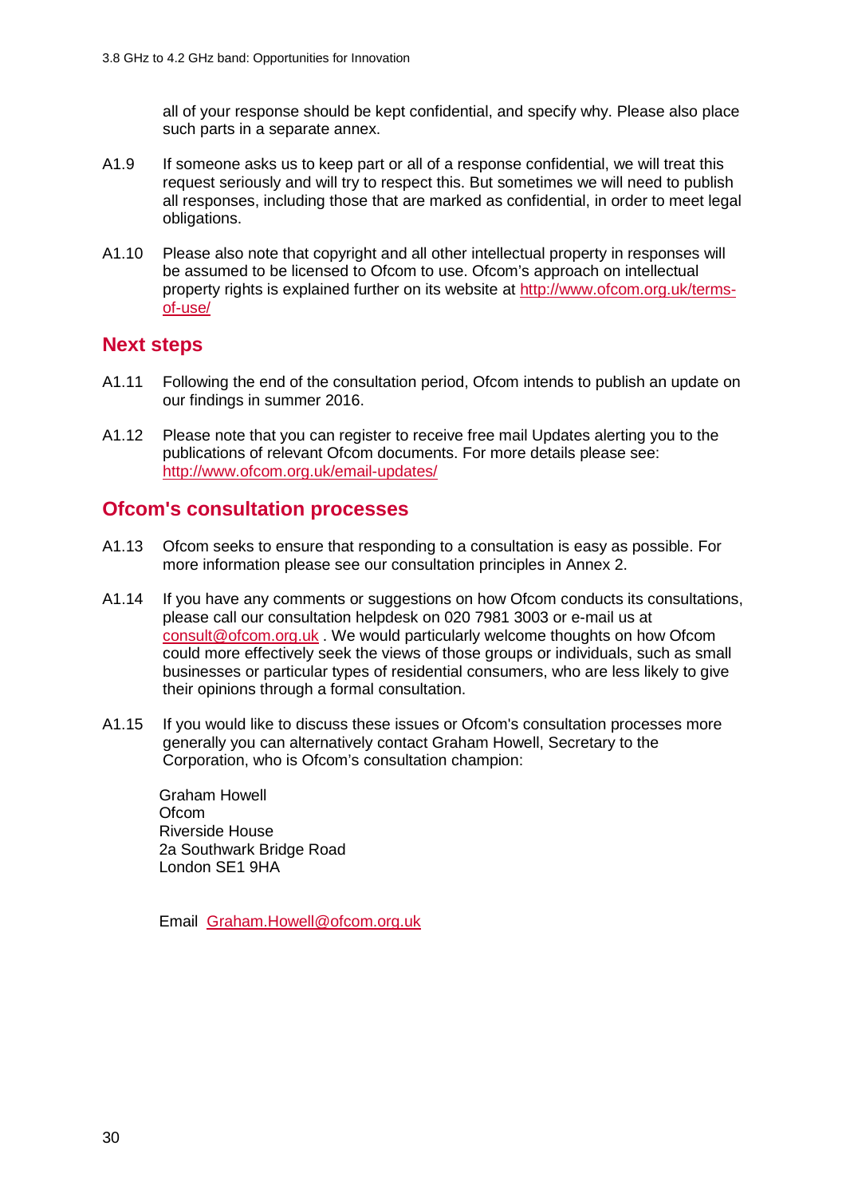all of your response should be kept confidential, and specify why. Please also place such parts in a separate annex.

A1.9 If someone asks us to keep part or all of a response confidential, we will treat this request seriously and will try to respect this. But sometimes we will need to publish all responses, including those that are marked as confidential, in order to meet legal obligations.

A1.10 Please also note that copyright and all other intellectual property in responses will be assumed to be licensed to Ofcom to use. Ofcom's approach on intellectual property rights is explained further on its website at http://www.ofcom.org.uk/terms-of-use/

## Next steps

A1.11 Following the end of the consultation period, Ofcom intends to publish an update on our findings in summer 2016.

A1.12 Please note that you can register to receive free mail Updates alerting you to the publications of relevant Ofcom documents. For more details please see: http://www.ofcom.org.uk/email-updates/

## Ofcom's consultation processes

A1.13 Ofcom seeks to ensure that responding to a consultation is easy as possible. For more information please see our consultation principles in Annex 2.

A1.14 If you have any comments or suggestions on how Ofcom conducts its consultations, please call our consultation helpdesk on 020 7981 3003 or e-mail us at consult@ofcom.org.uk . We would particularly welcome thoughts on how Ofcom could more effectively seek the views of those groups or individuals, such as small businesses or particular types of residential consumers, who are less likely to give their opinions through a formal consultation.

A1.15 If you would like to discuss these issues or Ofcom's consultation processes more generally you can alternatively contact Graham Howell, Secretary to the Corporation, who is Ofcom's consultation champion:

Graham Howell
Ofcom
Riverside House
2a Southwark Bridge Road
London SE1 9HA

Email Graham.Howell@ofcom.org.uk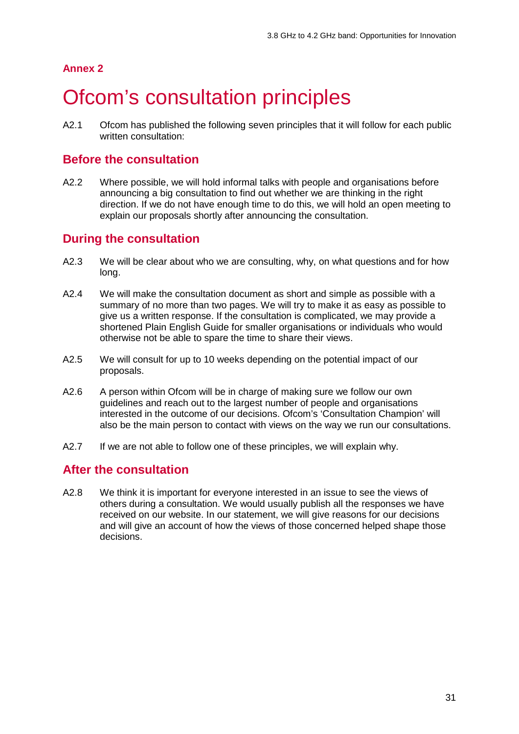**Annex 2**

# Ofcom's consultation principles

A2.1 Ofcom has published the following seven principles that it will follow for each public written consultation:

## Before the consultation

A2.2 Where possible, we will hold informal talks with people and organisations before announcing a big consultation to find out whether we are thinking in the right direction. If we do not have enough time to do this, we will hold an open meeting to explain our proposals shortly after announcing the consultation.

## During the consultation

A2.3 We will be clear about who we are consulting, why, on what questions and for how long.

A2.4 We will make the consultation document as short and simple as possible with a summary of no more than two pages. We will try to make it as easy as possible to give us a written response. If the consultation is complicated, we may provide a shortened Plain English Guide for smaller organisations or individuals who would otherwise not be able to spare the time to share their views.

A2.5 We will consult for up to 10 weeks depending on the potential impact of our proposals.

A2.6 A person within Ofcom will be in charge of making sure we follow our own guidelines and reach out to the largest number of people and organisations interested in the outcome of our decisions. Ofcom's 'Consultation Champion' will also be the main person to contact with views on the way we run our consultations.

A2.7 If we are not able to follow one of these principles, we will explain why.

## After the consultation

A2.8 We think it is important for everyone interested in an issue to see the views of others during a consultation. We would usually publish all the responses we have received on our website. In our statement, we will give reasons for our decisions and will give an account of how the views of those concerned helped shape those decisions.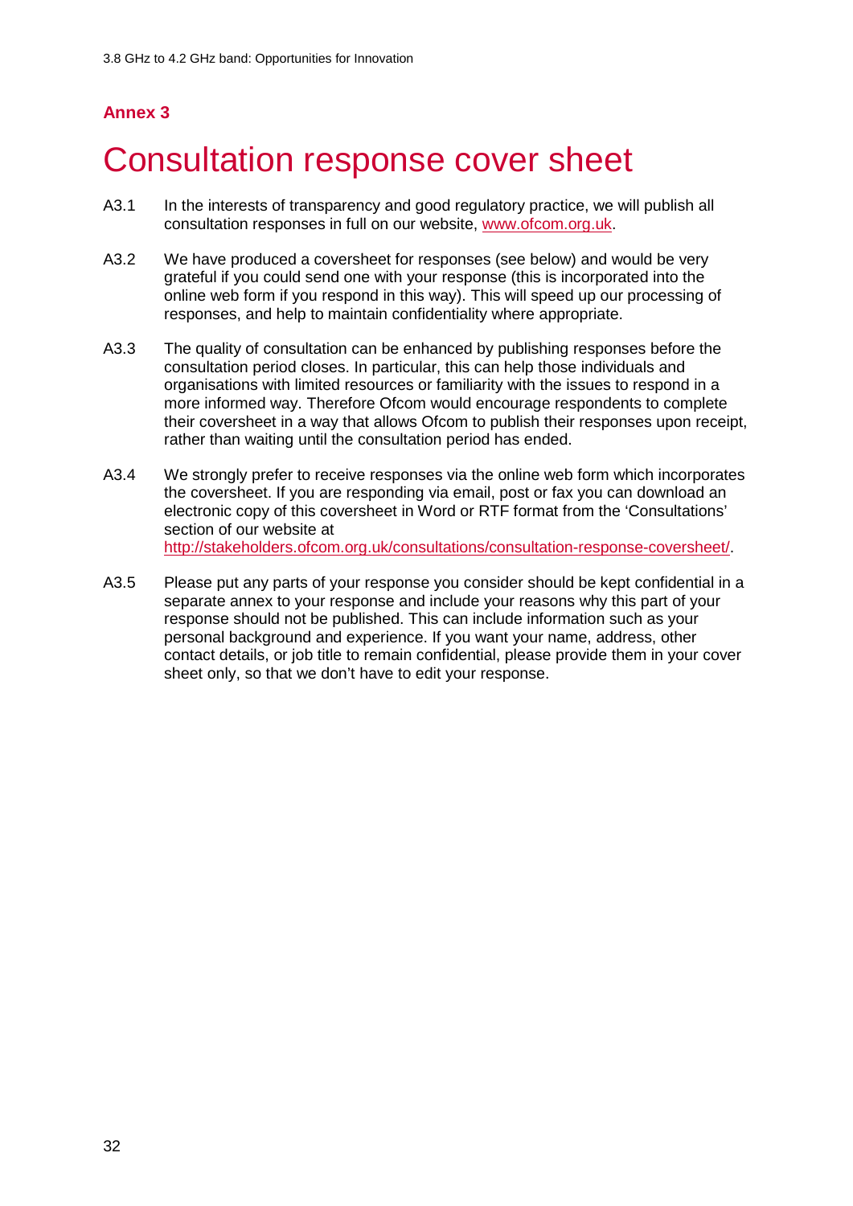## Annex 3

# Consultation response cover sheet

A3.1 In the interests of transparency and good regulatory practice, we will publish all consultation responses in full on our website, www.ofcom.org.uk.

A3.2 We have produced a coversheet for responses (see below) and would be very grateful if you could send one with your response (this is incorporated into the online web form if you respond in this way). This will speed up our processing of responses, and help to maintain confidentiality where appropriate.

A3.3 The quality of consultation can be enhanced by publishing responses before the consultation period closes. In particular, this can help those individuals and organisations with limited resources or familiarity with the issues to respond in a more informed way. Therefore Ofcom would encourage respondents to complete their coversheet in a way that allows Ofcom to publish their responses upon receipt, rather than waiting until the consultation period has ended.

A3.4 We strongly prefer to receive responses via the online web form which incorporates the coversheet. If you are responding via email, post or fax you can download an electronic copy of this coversheet in Word or RTF format from the 'Consultations' section of our website at http://stakeholders.ofcom.org.uk/consultations/consultation-response-coversheet/.

A3.5 Please put any parts of your response you consider should be kept confidential in a separate annex to your response and include your reasons why this part of your response should not be published. This can include information such as your personal background and experience. If you want your name, address, other contact details, or job title to remain confidential, please provide them in your cover sheet only, so that we don't have to edit your response.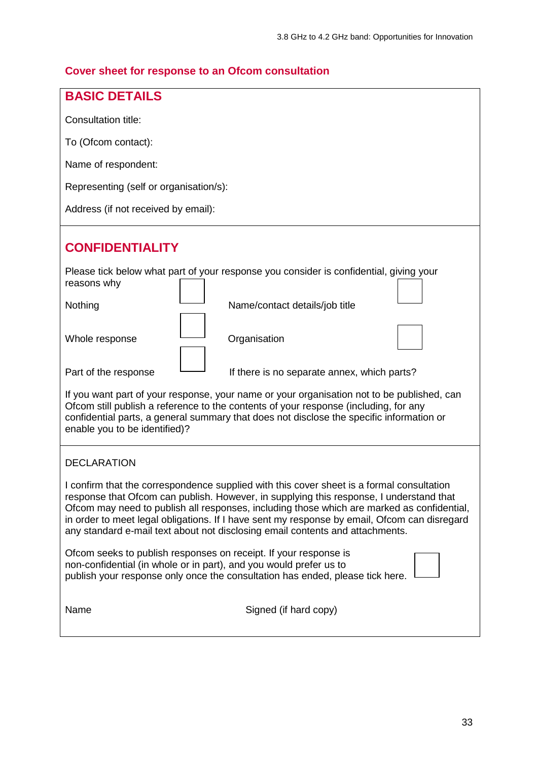## Cover sheet for response to an Ofcom consultation

### BASIC DETAILS

Consultation title:

To (Ofcom contact):

Name of respondent:

Representing (self or organisation/s):

Address (if not received by email):

### CONFIDENTIALITY

Please tick below what part of your response you consider is confidential, giving your reasons why

| | | | |
|---|---|---|---|
| Nothing | ☐ | Name/contact details/job title | ☐ |
| Whole response | ☐ | Organisation | ☐ |
| Part of the response | ☐ | If there is no separate annex, which parts? | |

If you want part of your response, your name or your organisation not to be published, can Ofcom still publish a reference to the contents of your response (including, for any confidential parts, a general summary that does not disclose the specific information or enable you to be identified)?

DECLARATION

I confirm that the correspondence supplied with this cover sheet is a formal consultation response that Ofcom can publish. However, in supplying this response, I understand that Ofcom may need to publish all responses, including those which are marked as confidential, in order to meet legal obligations. If I have sent my response by email, Ofcom can disregard any standard e-mail text about not disclosing email contents and attachments.

Ofcom seeks to publish responses on receipt. If your response is non-confidential (in whole or in part), and you would prefer us to publish your response only once the consultation has ended, please tick here. ☐

Name    Signed (if hard copy)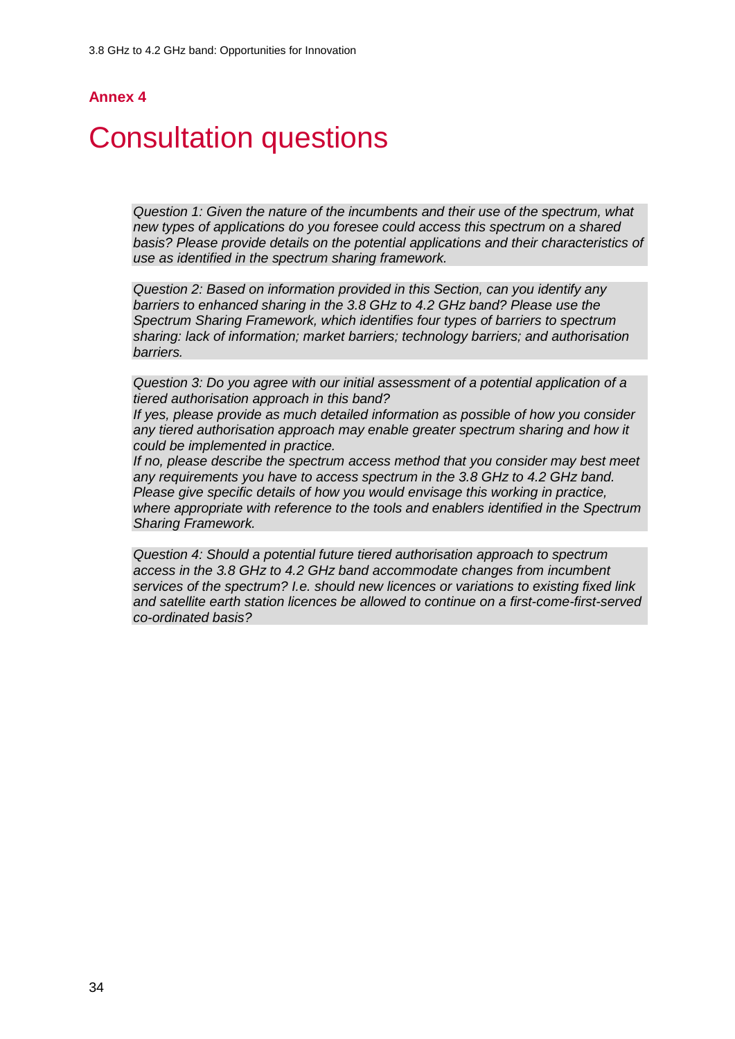## Annex 4

# Consultation questions

*Question 1: Given the nature of the incumbents and their use of the spectrum, what new types of applications do you foresee could access this spectrum on a shared basis? Please provide details on the potential applications and their characteristics of use as identified in the spectrum sharing framework.*

*Question 2: Based on information provided in this Section, can you identify any barriers to enhanced sharing in the 3.8 GHz to 4.2 GHz band? Please use the Spectrum Sharing Framework, which identifies four types of barriers to spectrum sharing: lack of information; market barriers; technology barriers; and authorisation barriers.*

*Question 3: Do you agree with our initial assessment of a potential application of a tiered authorisation approach in this band?*
*If yes, please provide as much detailed information as possible of how you consider any tiered authorisation approach may enable greater spectrum sharing and how it could be implemented in practice.*
*If no, please describe the spectrum access method that you consider may best meet any requirements you have to access spectrum in the 3.8 GHz to 4.2 GHz band. Please give specific details of how you would envisage this working in practice, where appropriate with reference to the tools and enablers identified in the Spectrum Sharing Framework.*

*Question 4: Should a potential future tiered authorisation approach to spectrum access in the 3.8 GHz to 4.2 GHz band accommodate changes from incumbent services of the spectrum? I.e. should new licences or variations to existing fixed link and satellite earth station licences be allowed to continue on a first-come-first-served co-ordinated basis?*